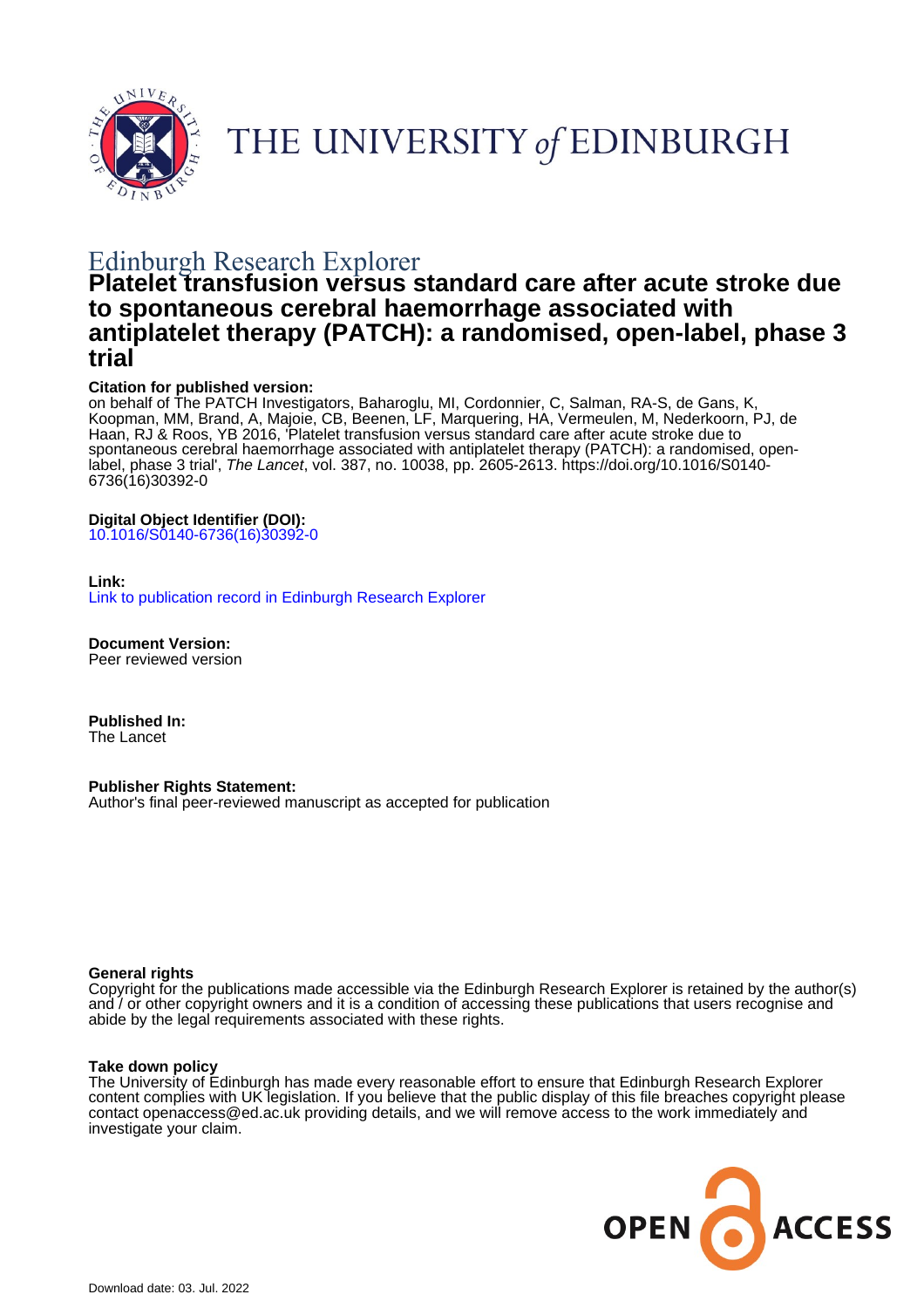THE UNIVERSITY of EDINBURGH

Edinburgh Research Explorer

# Platelet transfusion versus standard care after acute stroke due to spontaneous cerebral haemorrhage associated with antiplatelet therapy (PATCH): a randomised, open-label, phase 3 trial

**Citation for published version:**
on behalf of The PATCH Investigators, Baharoglu, MI, Cordonnier, C, Salman, RA-S, de Gans, K, Koopman, MM, Brand, A, Majoie, CB, Beenen, LF, Marquering, HA, Vermeulen, M, Nederkoorn, PJ, de Haan, RJ & Roos, YB 2016, 'Platelet transfusion versus standard care after acute stroke due to spontaneous cerebral haemorrhage associated with antiplatelet therapy (PATCH): a randomised, open-label, phase 3 trial', *The Lancet*, vol. 387, no. 10038, pp. 2605-2613. https://doi.org/10.1016/S0140-6736(16)30392-0

**Digital Object Identifier (DOI):**
10.1016/S0140-6736(16)30392-0

**Link:**
Link to publication record in Edinburgh Research Explorer

**Document Version:**
Peer reviewed version

**Published In:**
The Lancet

**Publisher Rights Statement:**
Author's final peer-reviewed manuscript as accepted for publication

**General rights**
Copyright for the publications made accessible via the Edinburgh Research Explorer is retained by the author(s) and / or other copyright owners and it is a condition of accessing these publications that users recognise and abide by the legal requirements associated with these rights.

**Take down policy**
The University of Edinburgh has made every reasonable effort to ensure that Edinburgh Research Explorer content complies with UK legislation. If you believe that the public display of this file breaches copyright please contact openaccess@ed.ac.uk providing details, and we will remove access to the work immediately and investigate your claim.

Download date: 03. Jul. 2022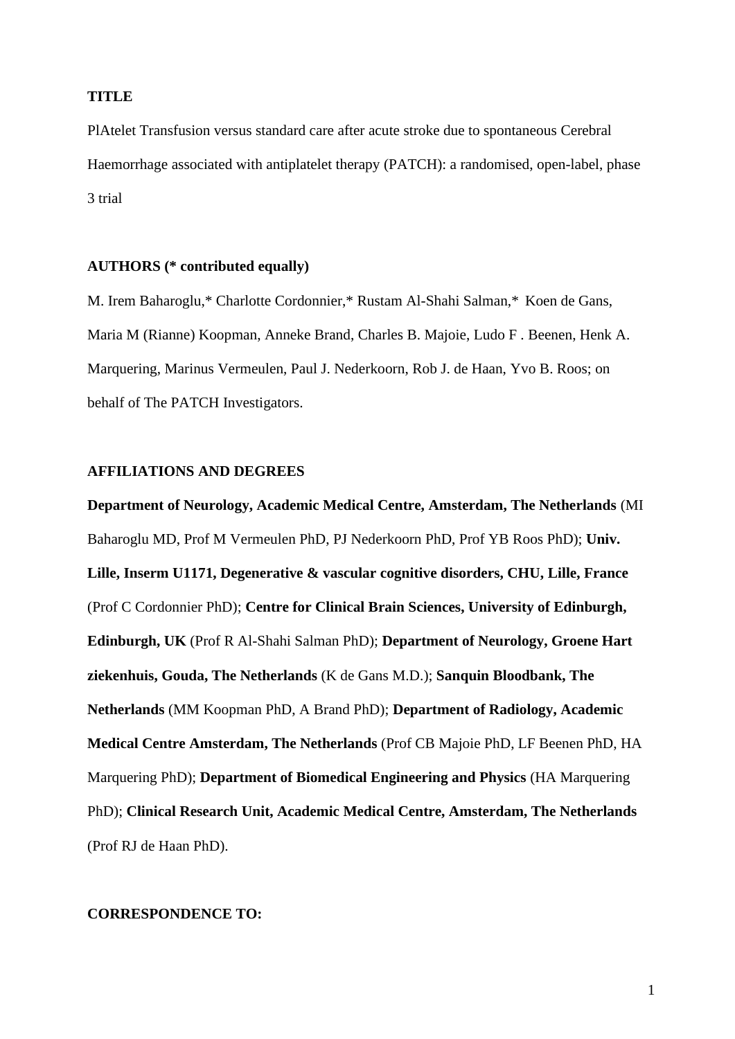**TITLE**

PlAtelet Transfusion versus standard care after acute stroke due to spontaneous Cerebral Haemorrhage associated with antiplatelet therapy (PATCH): a randomised, open-label, phase 3 trial

**AUTHORS (* contributed equally)**

M. Irem Baharoglu,* Charlotte Cordonnier,* Rustam Al-Shahi Salman,* Koen de Gans, Maria M (Rianne) Koopman, Anneke Brand, Charles B. Majoie, Ludo F . Beenen, Henk A. Marquering, Marinus Vermeulen, Paul J. Nederkoorn, Rob J. de Haan, Yvo B. Roos; on behalf of The PATCH Investigators.

**AFFILIATIONS AND DEGREES**

**Department of Neurology, Academic Medical Centre, Amsterdam, The Netherlands** (MI Baharoglu MD, Prof M Vermeulen PhD, PJ Nederkoorn PhD, Prof YB Roos PhD); **Univ. Lille, Inserm U1171, Degenerative & vascular cognitive disorders, CHU, Lille, France** (Prof C Cordonnier PhD); **Centre for Clinical Brain Sciences, University of Edinburgh, Edinburgh, UK** (Prof R Al-Shahi Salman PhD); **Department of Neurology, Groene Hart ziekenhuis, Gouda, The Netherlands** (K de Gans M.D.); **Sanquin Bloodbank, The Netherlands** (MM Koopman PhD, A Brand PhD); **Department of Radiology, Academic Medical Centre Amsterdam, The Netherlands** (Prof CB Majoie PhD, LF Beenen PhD, HA Marquering PhD); **Department of Biomedical Engineering and Physics** (HA Marquering PhD); **Clinical Research Unit, Academic Medical Centre, Amsterdam, The Netherlands** (Prof RJ de Haan PhD).

**CORRESPONDENCE TO:**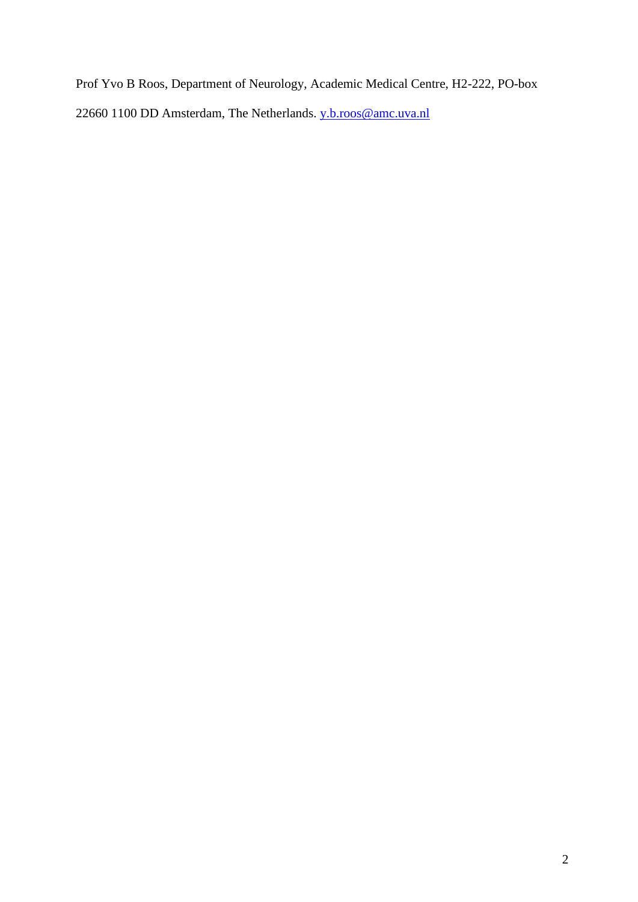Prof Yvo B Roos, Department of Neurology, Academic Medical Centre, H2-222, PO-box 22660 1100 DD Amsterdam, The Netherlands. y.b.roos@amc.uva.nl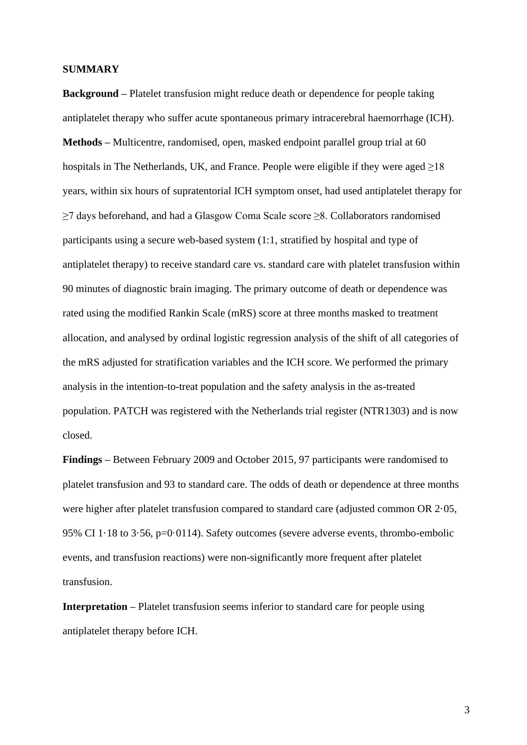## SUMMARY

**Background** – Platelet transfusion might reduce death or dependence for people taking antiplatelet therapy who suffer acute spontaneous primary intracerebral haemorrhage (ICH).

**Methods** – Multicentre, randomised, open, masked endpoint parallel group trial at 60 hospitals in The Netherlands, UK, and France. People were eligible if they were aged ≥18 years, within six hours of supratentorial ICH symptom onset, had used antiplatelet therapy for ≥7 days beforehand, and had a Glasgow Coma Scale score ≥8. Collaborators randomised participants using a secure web-based system (1:1, stratified by hospital and type of antiplatelet therapy) to receive standard care vs. standard care with platelet transfusion within 90 minutes of diagnostic brain imaging. The primary outcome of death or dependence was rated using the modified Rankin Scale (mRS) score at three months masked to treatment allocation, and analysed by ordinal logistic regression analysis of the shift of all categories of the mRS adjusted for stratification variables and the ICH score. We performed the primary analysis in the intention-to-treat population and the safety analysis in the as-treated population. PATCH was registered with the Netherlands trial register (NTR1303) and is now closed.

**Findings** – Between February 2009 and October 2015, 97 participants were randomised to platelet transfusion and 93 to standard care. The odds of death or dependence at three months were higher after platelet transfusion compared to standard care (adjusted common OR 2·05, 95% CI 1·18 to 3·56, p=0·0114). Safety outcomes (severe adverse events, thrombo-embolic events, and transfusion reactions) were non-significantly more frequent after platelet transfusion.

**Interpretation** – Platelet transfusion seems inferior to standard care for people using antiplatelet therapy before ICH.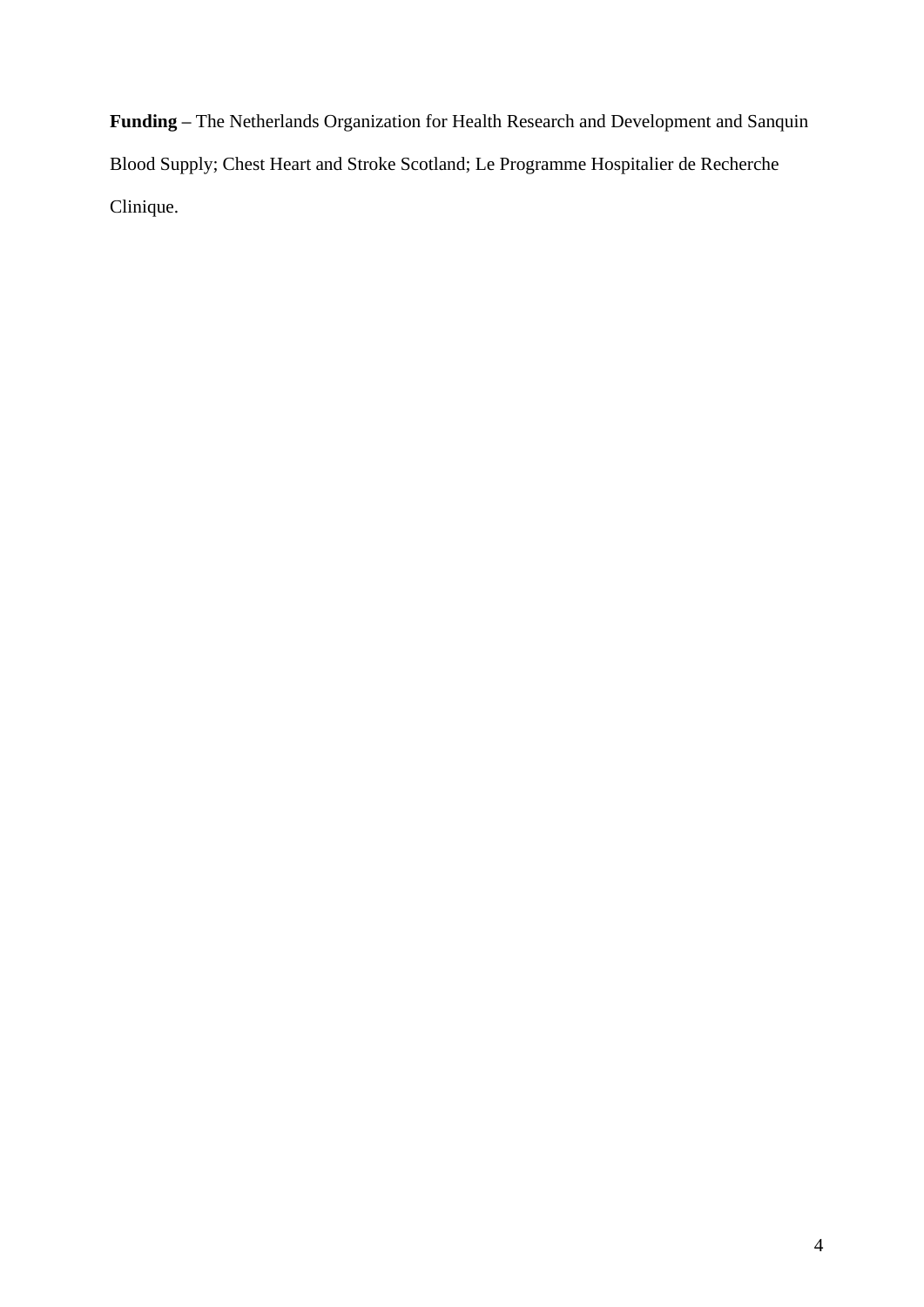**Funding** – The Netherlands Organization for Health Research and Development and Sanquin Blood Supply; Chest Heart and Stroke Scotland; Le Programme Hospitalier de Recherche Clinique.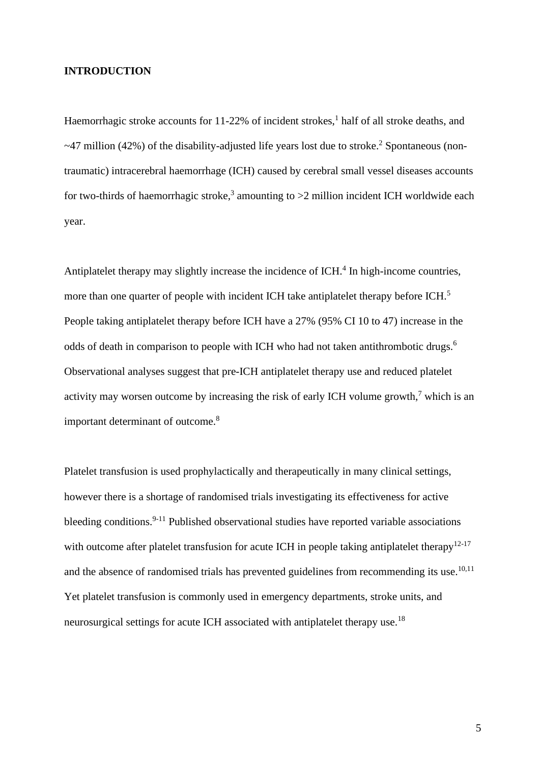## INTRODUCTION

Haemorrhagic stroke accounts for 11-22% of incident strokes,[1] half of all stroke deaths, and ~47 million (42%) of the disability-adjusted life years lost due to stroke.[2] Spontaneous (non-traumatic) intracerebral haemorrhage (ICH) caused by cerebral small vessel diseases accounts for two-thirds of haemorrhagic stroke,[3] amounting to >2 million incident ICH worldwide each year.

Antiplatelet therapy may slightly increase the incidence of ICH.[4] In high-income countries, more than one quarter of people with incident ICH take antiplatelet therapy before ICH.[5] People taking antiplatelet therapy before ICH have a 27% (95% CI 10 to 47) increase in the odds of death in comparison to people with ICH who had not taken antithrombotic drugs.[6] Observational analyses suggest that pre-ICH antiplatelet therapy use and reduced platelet activity may worsen outcome by increasing the risk of early ICH volume growth,[7] which is an important determinant of outcome.[8]

Platelet transfusion is used prophylactically and therapeutically in many clinical settings, however there is a shortage of randomised trials investigating its effectiveness for active bleeding conditions.[9-11] Published observational studies have reported variable associations with outcome after platelet transfusion for acute ICH in people taking antiplatelet therapy[12-17] and the absence of randomised trials has prevented guidelines from recommending its use.[10,11] Yet platelet transfusion is commonly used in emergency departments, stroke units, and neurosurgical settings for acute ICH associated with antiplatelet therapy use.[18]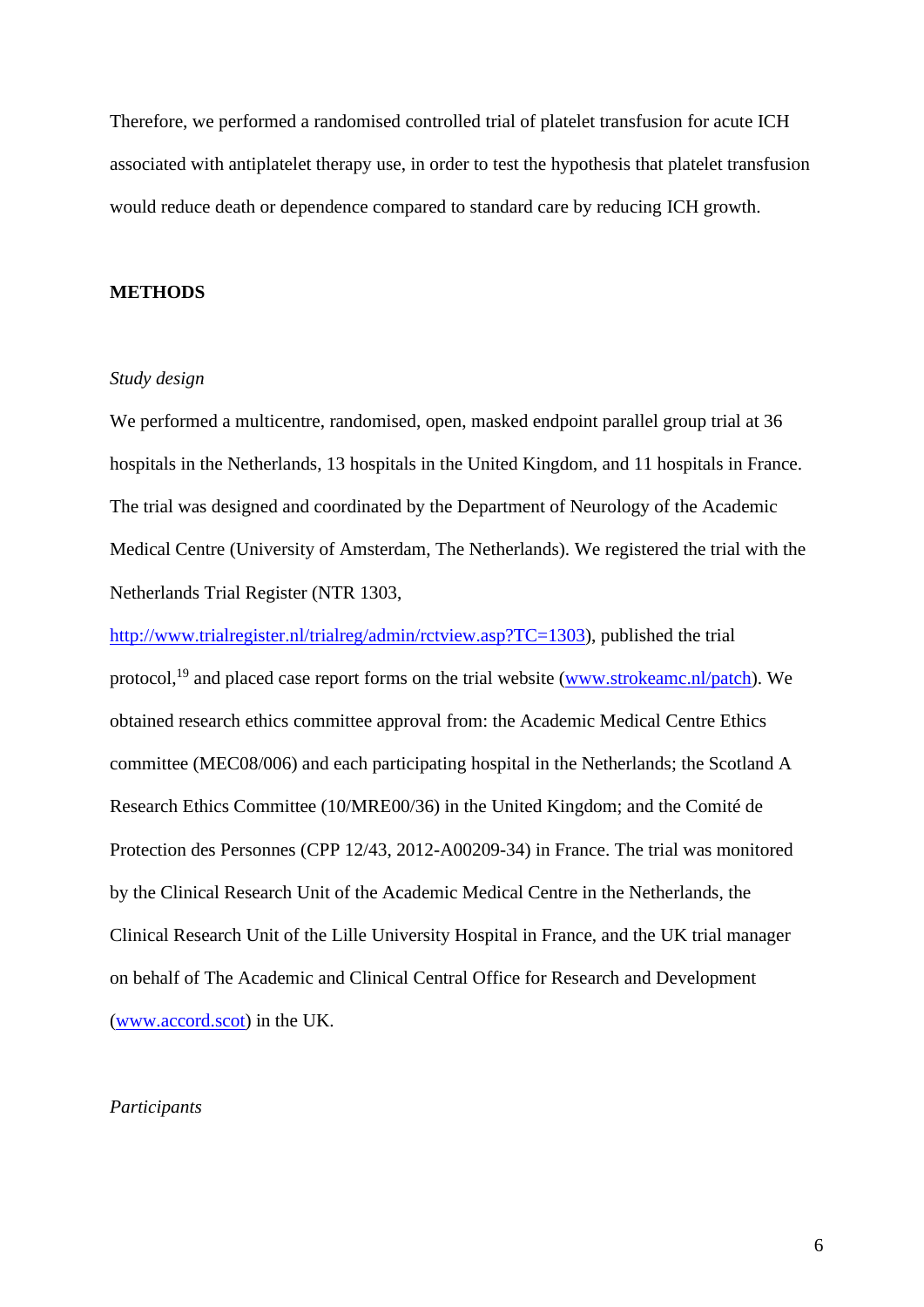Therefore, we performed a randomised controlled trial of platelet transfusion for acute ICH associated with antiplatelet therapy use, in order to test the hypothesis that platelet transfusion would reduce death or dependence compared to standard care by reducing ICH growth.

## METHODS

### *Study design*

We performed a multicentre, randomised, open, masked endpoint parallel group trial at 36 hospitals in the Netherlands, 13 hospitals in the United Kingdom, and 11 hospitals in France. The trial was designed and coordinated by the Department of Neurology of the Academic Medical Centre (University of Amsterdam, The Netherlands). We registered the trial with the Netherlands Trial Register (NTR 1303, http://www.trialregister.nl/trialreg/admin/rctview.asp?TC=1303), published the trial protocol,[19] and placed case report forms on the trial website (www.strokeamc.nl/patch). We obtained research ethics committee approval from: the Academic Medical Centre Ethics committee (MEC08/006) and each participating hospital in the Netherlands; the Scotland A Research Ethics Committee (10/MRE00/36) in the United Kingdom; and the Comité de Protection des Personnes (CPP 12/43, 2012-A00209-34) in France. The trial was monitored by the Clinical Research Unit of the Academic Medical Centre in the Netherlands, the Clinical Research Unit of the Lille University Hospital in France, and the UK trial manager on behalf of The Academic and Clinical Central Office for Research and Development (www.accord.scot) in the UK.

### *Participants*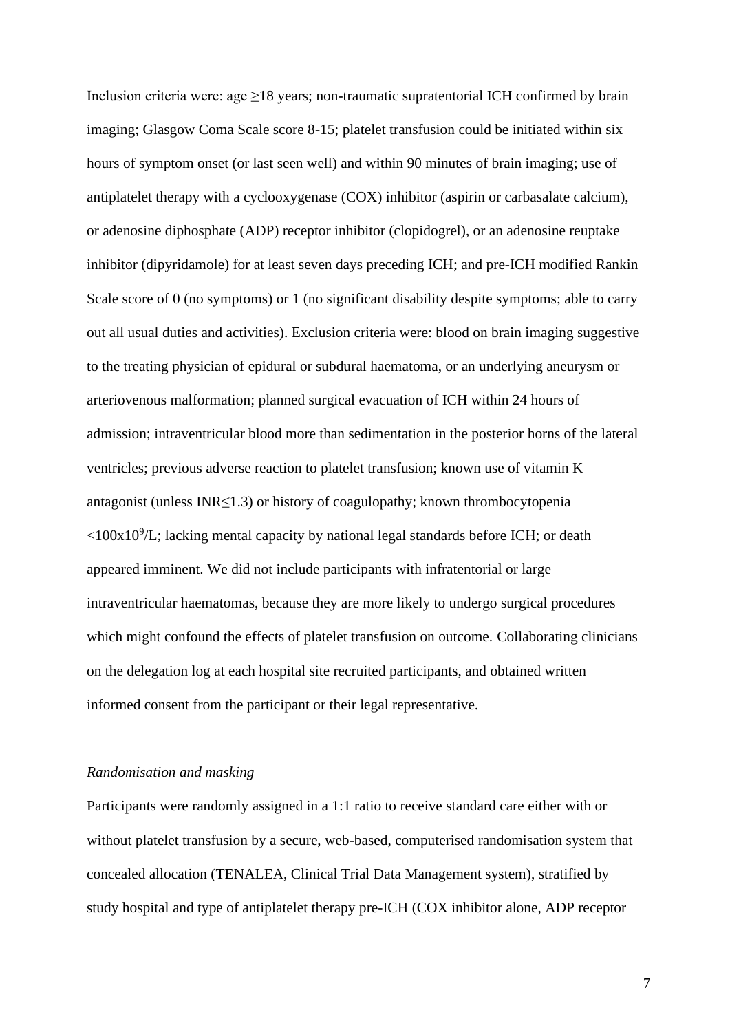Inclusion criteria were: age ≥18 years; non-traumatic supratentorial ICH confirmed by brain imaging; Glasgow Coma Scale score 8-15; platelet transfusion could be initiated within six hours of symptom onset (or last seen well) and within 90 minutes of brain imaging; use of antiplatelet therapy with a cyclooxygenase (COX) inhibitor (aspirin or carbasalate calcium), or adenosine diphosphate (ADP) receptor inhibitor (clopidogrel), or an adenosine reuptake inhibitor (dipyridamole) for at least seven days preceding ICH; and pre-ICH modified Rankin Scale score of 0 (no symptoms) or 1 (no significant disability despite symptoms; able to carry out all usual duties and activities). Exclusion criteria were: blood on brain imaging suggestive to the treating physician of epidural or subdural haematoma, or an underlying aneurysm or arteriovenous malformation; planned surgical evacuation of ICH within 24 hours of admission; intraventricular blood more than sedimentation in the posterior horns of the lateral ventricles; previous adverse reaction to platelet transfusion; known use of vitamin K antagonist (unless INR≤1.3) or history of coagulopathy; known thrombocytopenia $<100\times10^9$/L; lacking mental capacity by national legal standards before ICH; or death appeared imminent. We did not include participants with infratentorial or large intraventricular haematomas, because they are more likely to undergo surgical procedures which might confound the effects of platelet transfusion on outcome. Collaborating clinicians on the delegation log at each hospital site recruited participants, and obtained written informed consent from the participant or their legal representative.

*Randomisation and masking*

Participants were randomly assigned in a 1:1 ratio to receive standard care either with or without platelet transfusion by a secure, web-based, computerised randomisation system that concealed allocation (TENALEA, Clinical Trial Data Management system), stratified by study hospital and type of antiplatelet therapy pre-ICH (COX inhibitor alone, ADP receptor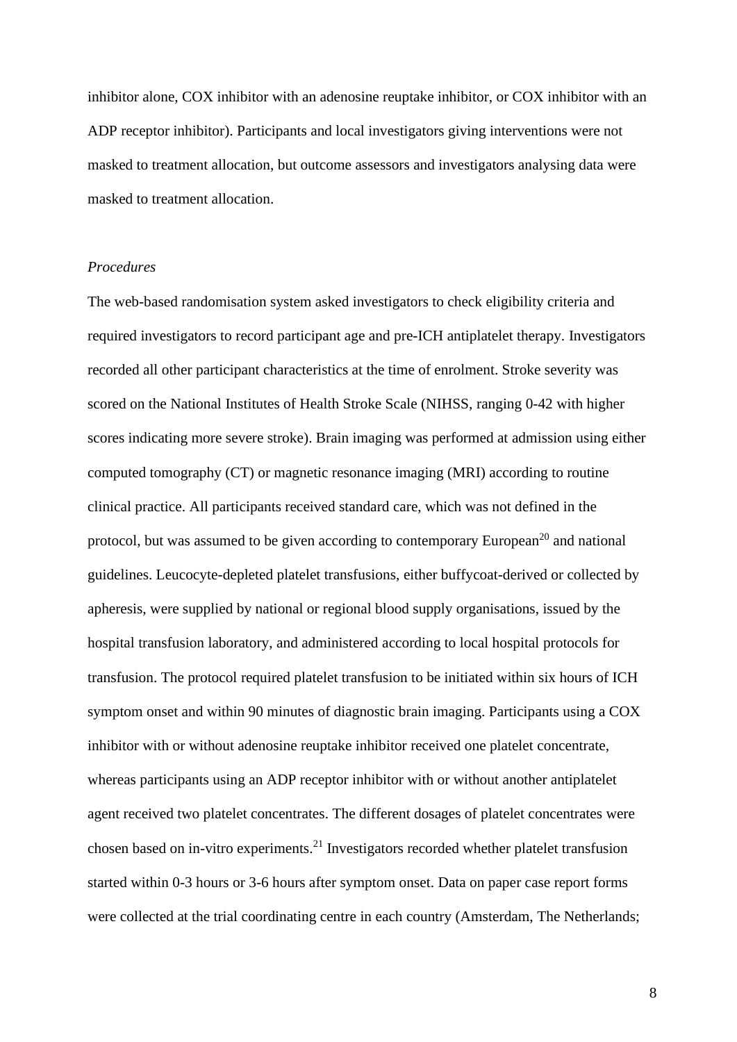inhibitor alone, COX inhibitor with an adenosine reuptake inhibitor, or COX inhibitor with an ADP receptor inhibitor). Participants and local investigators giving interventions were not masked to treatment allocation, but outcome assessors and investigators analysing data were masked to treatment allocation.

*Procedures*

The web-based randomisation system asked investigators to check eligibility criteria and required investigators to record participant age and pre-ICH antiplatelet therapy. Investigators recorded all other participant characteristics at the time of enrolment. Stroke severity was scored on the National Institutes of Health Stroke Scale (NIHSS, ranging 0-42 with higher scores indicating more severe stroke). Brain imaging was performed at admission using either computed tomography (CT) or magnetic resonance imaging (MRI) according to routine clinical practice. All participants received standard care, which was not defined in the protocol, but was assumed to be given according to contemporary European[20] and national guidelines. Leucocyte-depleted platelet transfusions, either buffycoat-derived or collected by apheresis, were supplied by national or regional blood supply organisations, issued by the hospital transfusion laboratory, and administered according to local hospital protocols for transfusion. The protocol required platelet transfusion to be initiated within six hours of ICH symptom onset and within 90 minutes of diagnostic brain imaging. Participants using a COX inhibitor with or without adenosine reuptake inhibitor received one platelet concentrate, whereas participants using an ADP receptor inhibitor with or without another antiplatelet agent received two platelet concentrates. The different dosages of platelet concentrates were chosen based on in-vitro experiments.[21] Investigators recorded whether platelet transfusion started within 0-3 hours or 3-6 hours after symptom onset. Data on paper case report forms were collected at the trial coordinating centre in each country (Amsterdam, The Netherlands;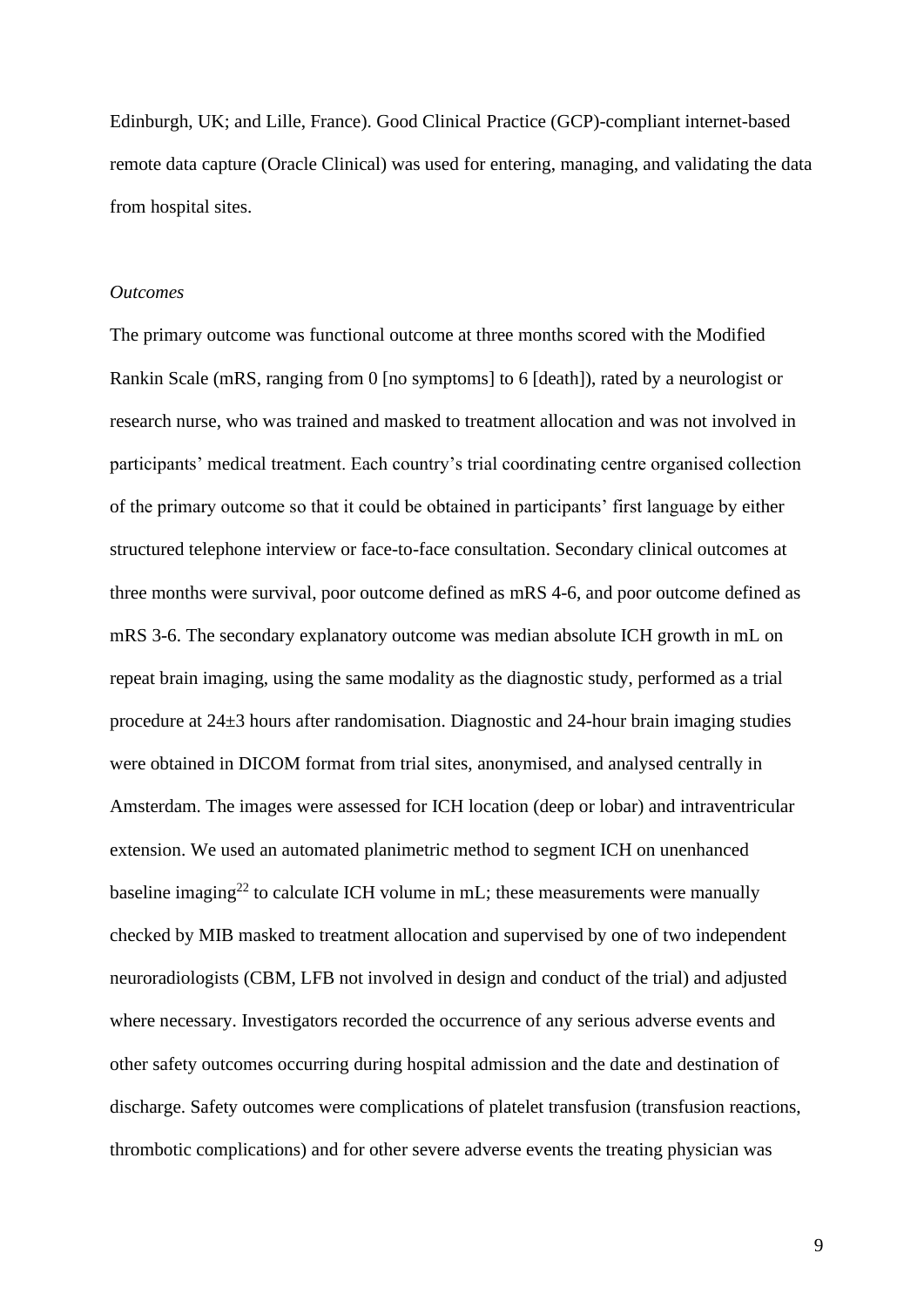Edinburgh, UK; and Lille, France). Good Clinical Practice (GCP)-compliant internet-based remote data capture (Oracle Clinical) was used for entering, managing, and validating the data from hospital sites.

*Outcomes*

The primary outcome was functional outcome at three months scored with the Modified Rankin Scale (mRS, ranging from 0 [no symptoms] to 6 [death]), rated by a neurologist or research nurse, who was trained and masked to treatment allocation and was not involved in participants' medical treatment. Each country's trial coordinating centre organised collection of the primary outcome so that it could be obtained in participants' first language by either structured telephone interview or face-to-face consultation. Secondary clinical outcomes at three months were survival, poor outcome defined as mRS 4-6, and poor outcome defined as mRS 3-6. The secondary explanatory outcome was median absolute ICH growth in mL on repeat brain imaging, using the same modality as the diagnostic study, performed as a trial procedure at 24±3 hours after randomisation. Diagnostic and 24-hour brain imaging studies were obtained in DICOM format from trial sites, anonymised, and analysed centrally in Amsterdam. The images were assessed for ICH location (deep or lobar) and intraventricular extension. We used an automated planimetric method to segment ICH on unenhanced baseline imaging[22] to calculate ICH volume in mL; these measurements were manually checked by MIB masked to treatment allocation and supervised by one of two independent neuroradiologists (CBM, LFB not involved in design and conduct of the trial) and adjusted where necessary. Investigators recorded the occurrence of any serious adverse events and other safety outcomes occurring during hospital admission and the date and destination of discharge. Safety outcomes were complications of platelet transfusion (transfusion reactions, thrombotic complications) and for other severe adverse events the treating physician was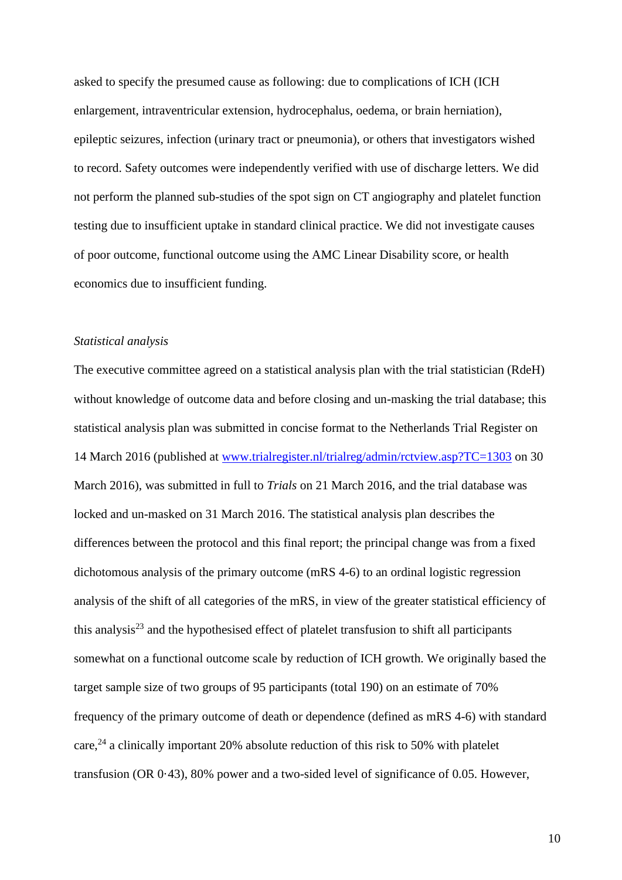asked to specify the presumed cause as following: due to complications of ICH (ICH enlargement, intraventricular extension, hydrocephalus, oedema, or brain herniation), epileptic seizures, infection (urinary tract or pneumonia), or others that investigators wished to record. Safety outcomes were independently verified with use of discharge letters. We did not perform the planned sub-studies of the spot sign on CT angiography and platelet function testing due to insufficient uptake in standard clinical practice. We did not investigate causes of poor outcome, functional outcome using the AMC Linear Disability score, or health economics due to insufficient funding.

*Statistical analysis*

The executive committee agreed on a statistical analysis plan with the trial statistician (RdeH) without knowledge of outcome data and before closing and un-masking the trial database; this statistical analysis plan was submitted in concise format to the Netherlands Trial Register on 14 March 2016 (published at www.trialregister.nl/trialreg/admin/rctview.asp?TC=1303 on 30 March 2016), was submitted in full to *Trials* on 21 March 2016, and the trial database was locked and un-masked on 31 March 2016. The statistical analysis plan describes the differences between the protocol and this final report; the principal change was from a fixed dichotomous analysis of the primary outcome (mRS 4-6) to an ordinal logistic regression analysis of the shift of all categories of the mRS, in view of the greater statistical efficiency of this analysis[23] and the hypothesised effect of platelet transfusion to shift all participants somewhat on a functional outcome scale by reduction of ICH growth. We originally based the target sample size of two groups of 95 participants (total 190) on an estimate of 70% frequency of the primary outcome of death or dependence (defined as mRS 4-6) with standard care,[24] a clinically important 20% absolute reduction of this risk to 50% with platelet transfusion (OR 0·43), 80% power and a two-sided level of significance of 0.05. However,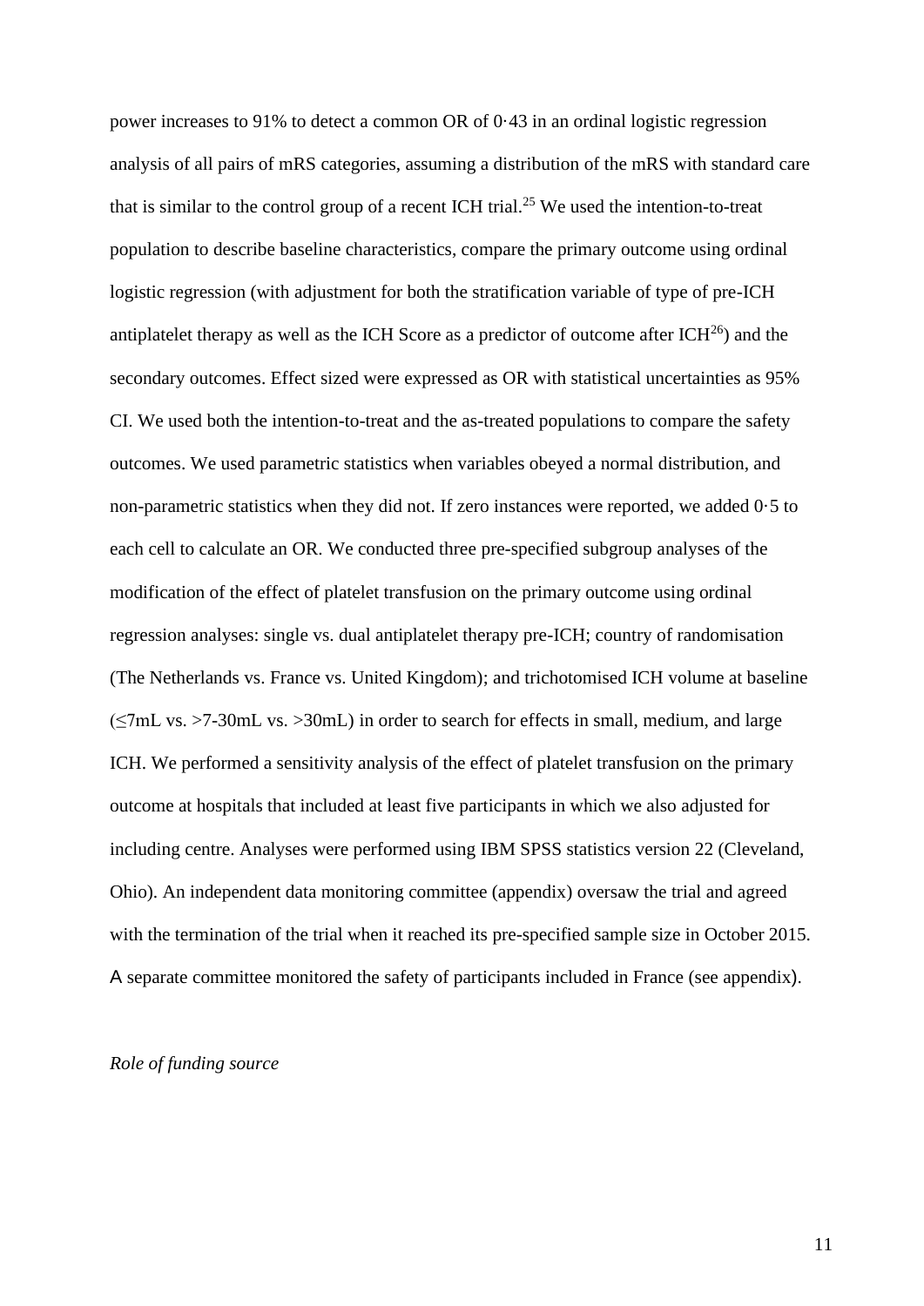power increases to 91% to detect a common OR of 0·43 in an ordinal logistic regression analysis of all pairs of mRS categories, assuming a distribution of the mRS with standard care that is similar to the control group of a recent ICH trial.[25] We used the intention-to-treat population to describe baseline characteristics, compare the primary outcome using ordinal logistic regression (with adjustment for both the stratification variable of type of pre-ICH antiplatelet therapy as well as the ICH Score as a predictor of outcome after ICH[26]) and the secondary outcomes. Effect sized were expressed as OR with statistical uncertainties as 95% CI. We used both the intention-to-treat and the as-treated populations to compare the safety outcomes. We used parametric statistics when variables obeyed a normal distribution, and non-parametric statistics when they did not. If zero instances were reported, we added 0·5 to each cell to calculate an OR. We conducted three pre-specified subgroup analyses of the modification of the effect of platelet transfusion on the primary outcome using ordinal regression analyses: single vs. dual antiplatelet therapy pre-ICH; country of randomisation (The Netherlands vs. France vs. United Kingdom); and trichotomised ICH volume at baseline (≤7mL vs. >7-30mL vs. >30mL) in order to search for effects in small, medium, and large ICH. We performed a sensitivity analysis of the effect of platelet transfusion on the primary outcome at hospitals that included at least five participants in which we also adjusted for including centre. Analyses were performed using IBM SPSS statistics version 22 (Cleveland, Ohio). An independent data monitoring committee (appendix) oversaw the trial and agreed with the termination of the trial when it reached its pre-specified sample size in October 2015. A separate committee monitored the safety of participants included in France (see appendix).

*Role of funding source*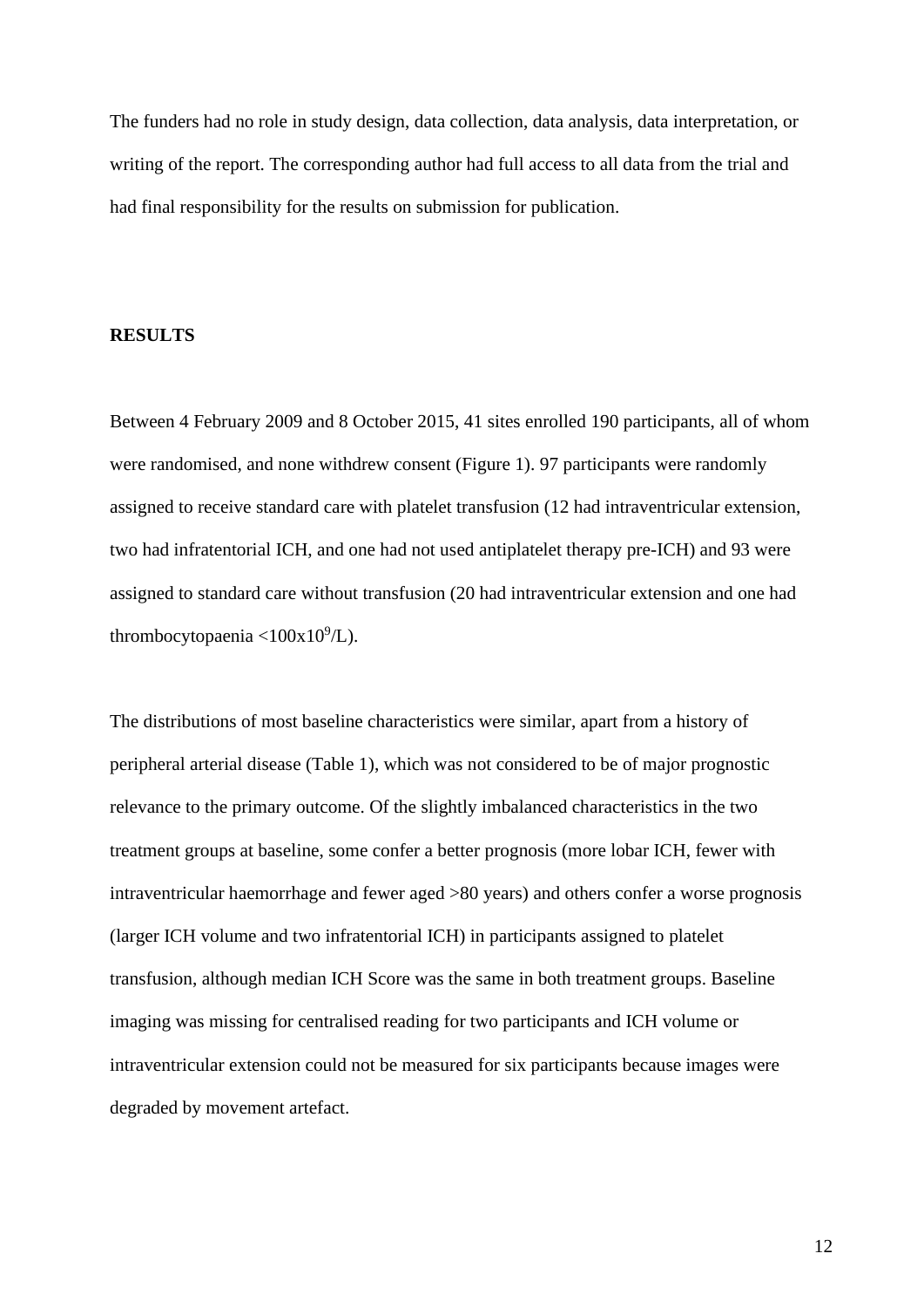The funders had no role in study design, data collection, data analysis, data interpretation, or writing of the report. The corresponding author had full access to all data from the trial and had final responsibility for the results on submission for publication.

## RESULTS

Between 4 February 2009 and 8 October 2015, 41 sites enrolled 190 participants, all of whom were randomised, and none withdrew consent (Figure 1). 97 participants were randomly assigned to receive standard care with platelet transfusion (12 had intraventricular extension, two had infratentorial ICH, and one had not used antiplatelet therapy pre-ICH) and 93 were assigned to standard care without transfusion (20 had intraventricular extension and one had thrombocytopaenia $<100 \times 10^9$/L).

The distributions of most baseline characteristics were similar, apart from a history of peripheral arterial disease (Table 1), which was not considered to be of major prognostic relevance to the primary outcome. Of the slightly imbalanced characteristics in the two treatment groups at baseline, some confer a better prognosis (more lobar ICH, fewer with intraventricular haemorrhage and fewer aged >80 years) and others confer a worse prognosis (larger ICH volume and two infratentorial ICH) in participants assigned to platelet transfusion, although median ICH Score was the same in both treatment groups. Baseline imaging was missing for centralised reading for two participants and ICH volume or intraventricular extension could not be measured for six participants because images were degraded by movement artefact.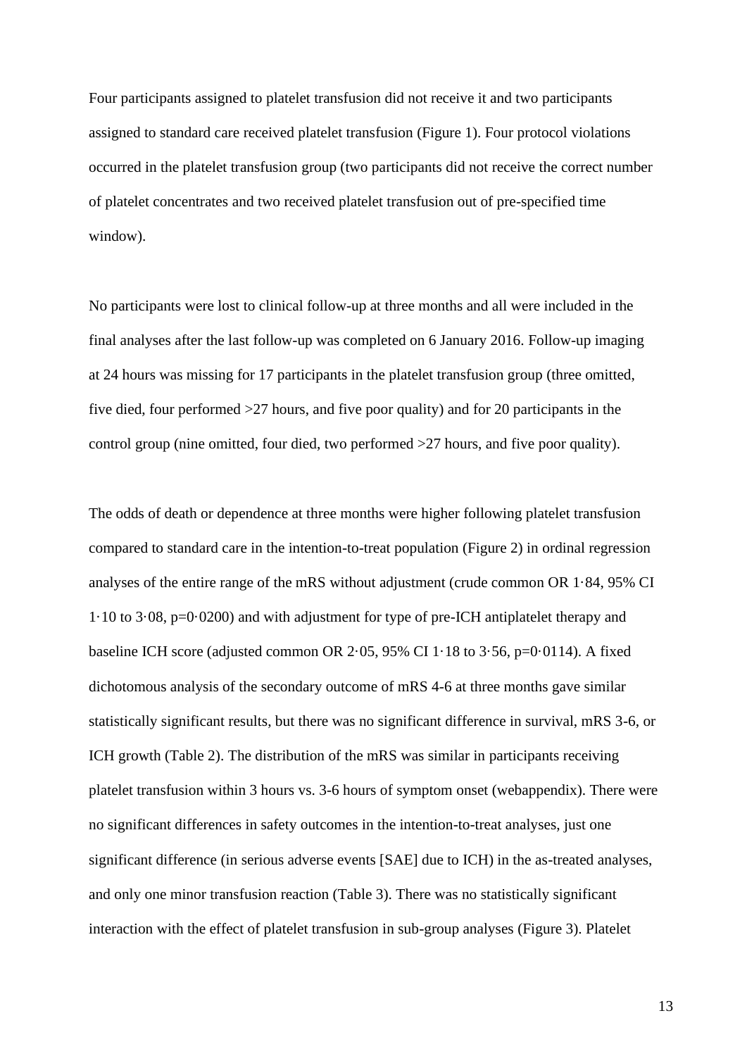Four participants assigned to platelet transfusion did not receive it and two participants assigned to standard care received platelet transfusion (Figure 1). Four protocol violations occurred in the platelet transfusion group (two participants did not receive the correct number of platelet concentrates and two received platelet transfusion out of pre-specified time window).

No participants were lost to clinical follow-up at three months and all were included in the final analyses after the last follow-up was completed on 6 January 2016. Follow-up imaging at 24 hours was missing for 17 participants in the platelet transfusion group (three omitted, five died, four performed >27 hours, and five poor quality) and for 20 participants in the control group (nine omitted, four died, two performed >27 hours, and five poor quality).

The odds of death or dependence at three months were higher following platelet transfusion compared to standard care in the intention-to-treat population (Figure 2) in ordinal regression analyses of the entire range of the mRS without adjustment (crude common OR 1·84, 95% CI 1·10 to 3·08, p=0·0200) and with adjustment for type of pre-ICH antiplatelet therapy and baseline ICH score (adjusted common OR 2·05, 95% CI 1·18 to 3·56, p=0·0114). A fixed dichotomous analysis of the secondary outcome of mRS 4-6 at three months gave similar statistically significant results, but there was no significant difference in survival, mRS 3-6, or ICH growth (Table 2). The distribution of the mRS was similar in participants receiving platelet transfusion within 3 hours vs. 3-6 hours of symptom onset (webappendix). There were no significant differences in safety outcomes in the intention-to-treat analyses, just one significant difference (in serious adverse events [SAE] due to ICH) in the as-treated analyses, and only one minor transfusion reaction (Table 3). There was no statistically significant interaction with the effect of platelet transfusion in sub-group analyses (Figure 3). Platelet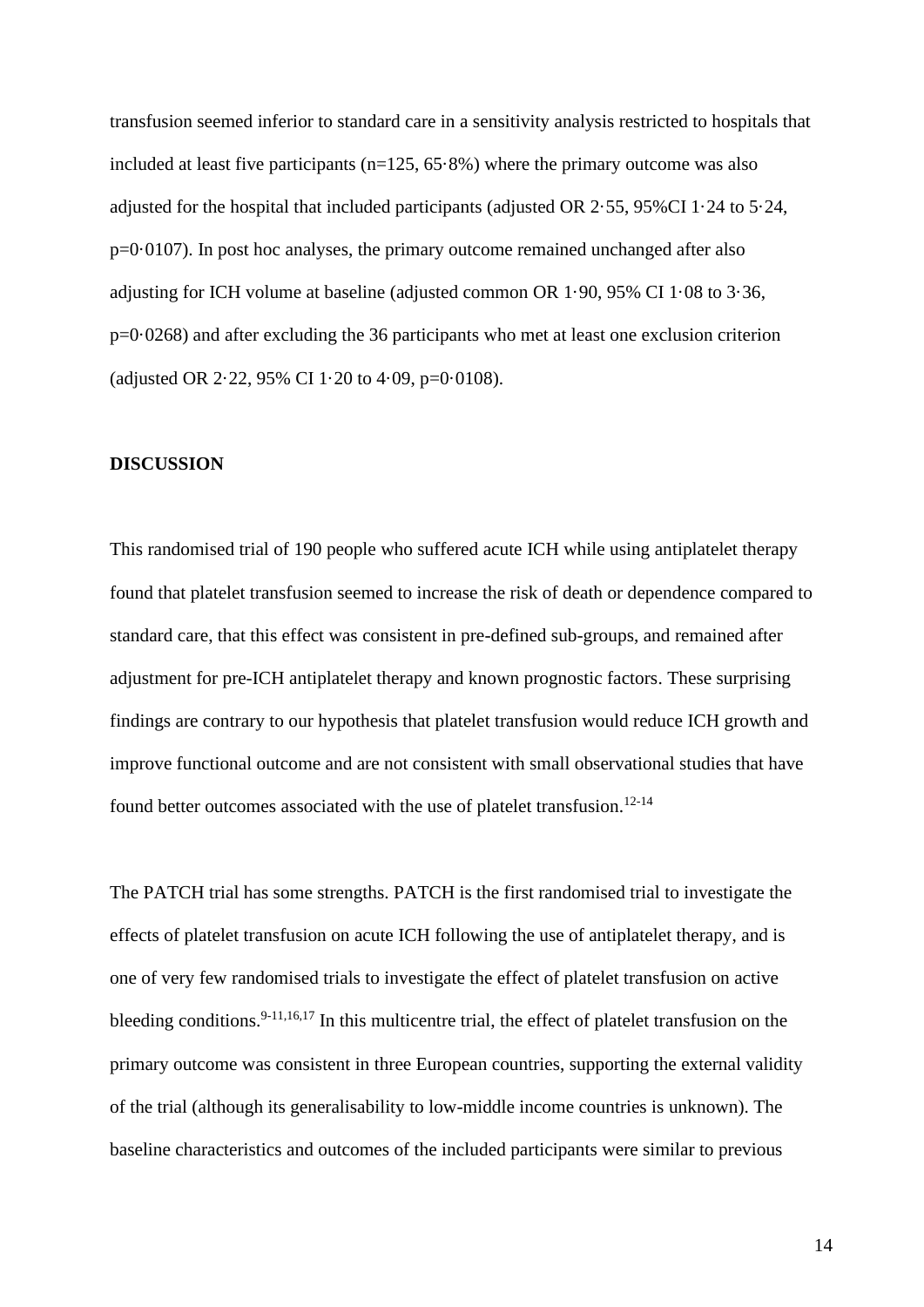transfusion seemed inferior to standard care in a sensitivity analysis restricted to hospitals that included at least five participants (n=125, 65·8%) where the primary outcome was also adjusted for the hospital that included participants (adjusted OR 2·55, 95%CI 1·24 to 5·24, p=0·0107). In post hoc analyses, the primary outcome remained unchanged after also adjusting for ICH volume at baseline (adjusted common OR 1·90, 95% CI 1·08 to 3·36, p=0·0268) and after excluding the 36 participants who met at least one exclusion criterion (adjusted OR 2·22, 95% CI 1·20 to 4·09, p=0·0108).

## DISCUSSION

This randomised trial of 190 people who suffered acute ICH while using antiplatelet therapy found that platelet transfusion seemed to increase the risk of death or dependence compared to standard care, that this effect was consistent in pre-defined sub-groups, and remained after adjustment for pre-ICH antiplatelet therapy and known prognostic factors. These surprising findings are contrary to our hypothesis that platelet transfusion would reduce ICH growth and improve functional outcome and are not consistent with small observational studies that have found better outcomes associated with the use of platelet transfusion.[12-14]

The PATCH trial has some strengths. PATCH is the first randomised trial to investigate the effects of platelet transfusion on acute ICH following the use of antiplatelet therapy, and is one of very few randomised trials to investigate the effect of platelet transfusion on active bleeding conditions.[9-11,16,17] In this multicentre trial, the effect of platelet transfusion on the primary outcome was consistent in three European countries, supporting the external validity of the trial (although its generalisability to low-middle income countries is unknown). The baseline characteristics and outcomes of the included participants were similar to previous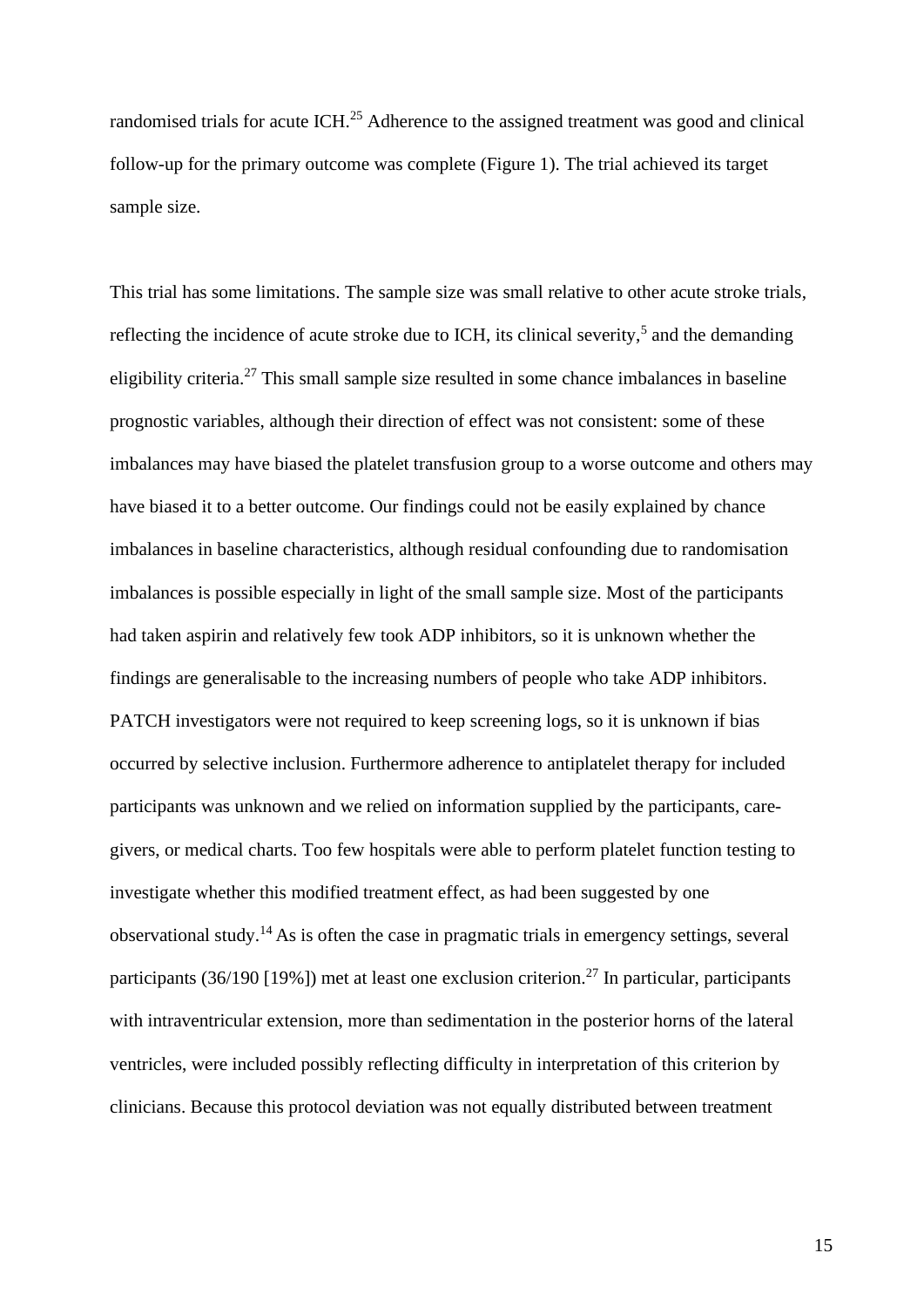randomised trials for acute ICH.[25] Adherence to the assigned treatment was good and clinical follow-up for the primary outcome was complete (Figure 1). The trial achieved its target sample size.

This trial has some limitations. The sample size was small relative to other acute stroke trials, reflecting the incidence of acute stroke due to ICH, its clinical severity,[5] and the demanding eligibility criteria.[27] This small sample size resulted in some chance imbalances in baseline prognostic variables, although their direction of effect was not consistent: some of these imbalances may have biased the platelet transfusion group to a worse outcome and others may have biased it to a better outcome. Our findings could not be easily explained by chance imbalances in baseline characteristics, although residual confounding due to randomisation imbalances is possible especially in light of the small sample size. Most of the participants had taken aspirin and relatively few took ADP inhibitors, so it is unknown whether the findings are generalisable to the increasing numbers of people who take ADP inhibitors. PATCH investigators were not required to keep screening logs, so it is unknown if bias occurred by selective inclusion. Furthermore adherence to antiplatelet therapy for included participants was unknown and we relied on information supplied by the participants, care-givers, or medical charts. Too few hospitals were able to perform platelet function testing to investigate whether this modified treatment effect, as had been suggested by one observational study.[14] As is often the case in pragmatic trials in emergency settings, several participants (36/190 [19%]) met at least one exclusion criterion.[27] In particular, participants with intraventricular extension, more than sedimentation in the posterior horns of the lateral ventricles, were included possibly reflecting difficulty in interpretation of this criterion by clinicians. Because this protocol deviation was not equally distributed between treatment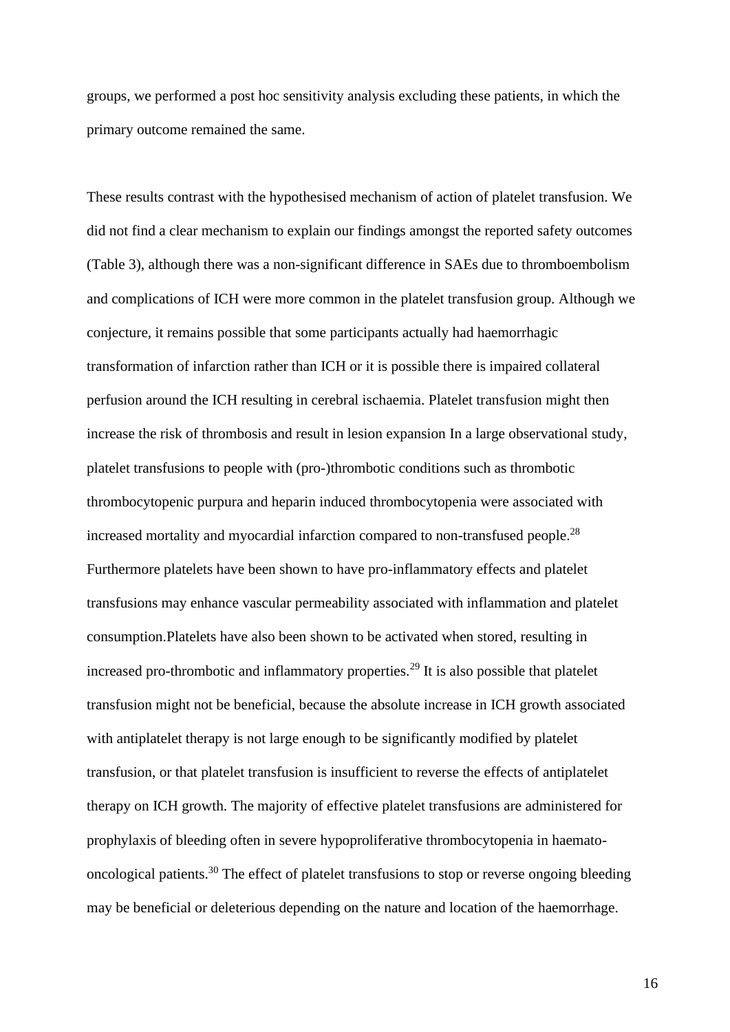groups, we performed a post hoc sensitivity analysis excluding these patients, in which the primary outcome remained the same.

These results contrast with the hypothesised mechanism of action of platelet transfusion. We did not find a clear mechanism to explain our findings amongst the reported safety outcomes (Table 3), although there was a non-significant difference in SAEs due to thromboembolism and complications of ICH were more common in the platelet transfusion group. Although we conjecture, it remains possible that some participants actually had haemorrhagic transformation of infarction rather than ICH or it is possible there is impaired collateral perfusion around the ICH resulting in cerebral ischaemia. Platelet transfusion might then increase the risk of thrombosis and result in lesion expansion In a large observational study, platelet transfusions to people with (pro-)thrombotic conditions such as thrombotic thrombocytopenic purpura and heparin induced thrombocytopenia were associated with increased mortality and myocardial infarction compared to non-transfused people.[28] Furthermore platelets have been shown to have pro-inflammatory effects and platelet transfusions may enhance vascular permeability associated with inflammation and platelet consumption.Platelets have also been shown to be activated when stored, resulting in increased pro-thrombotic and inflammatory properties.[29] It is also possible that platelet transfusion might not be beneficial, because the absolute increase in ICH growth associated with antiplatelet therapy is not large enough to be significantly modified by platelet transfusion, or that platelet transfusion is insufficient to reverse the effects of antiplatelet therapy on ICH growth. The majority of effective platelet transfusions are administered for prophylaxis of bleeding often in severe hypoproliferative thrombocytopenia in haemato-oncological patients.[30] The effect of platelet transfusions to stop or reverse ongoing bleeding may be beneficial or deleterious depending on the nature and location of the haemorrhage.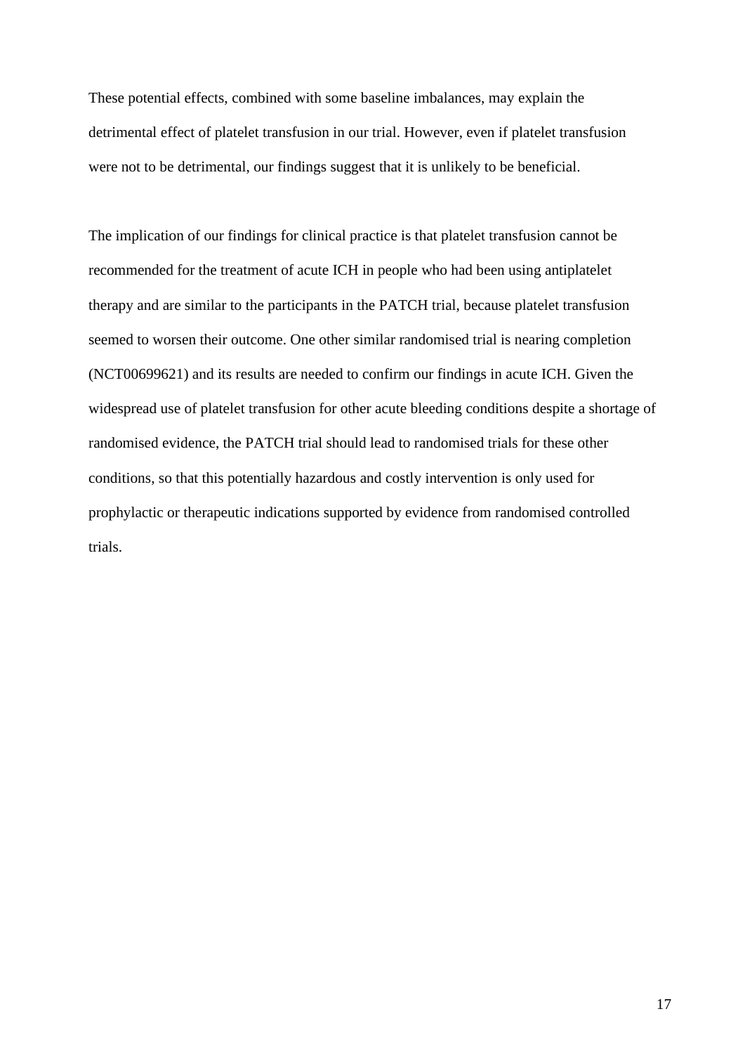These potential effects, combined with some baseline imbalances, may explain the detrimental effect of platelet transfusion in our trial. However, even if platelet transfusion were not to be detrimental, our findings suggest that it is unlikely to be beneficial.

The implication of our findings for clinical practice is that platelet transfusion cannot be recommended for the treatment of acute ICH in people who had been using antiplatelet therapy and are similar to the participants in the PATCH trial, because platelet transfusion seemed to worsen their outcome. One other similar randomised trial is nearing completion (NCT00699621) and its results are needed to confirm our findings in acute ICH. Given the widespread use of platelet transfusion for other acute bleeding conditions despite a shortage of randomised evidence, the PATCH trial should lead to randomised trials for these other conditions, so that this potentially hazardous and costly intervention is only used for prophylactic or therapeutic indications supported by evidence from randomised controlled trials.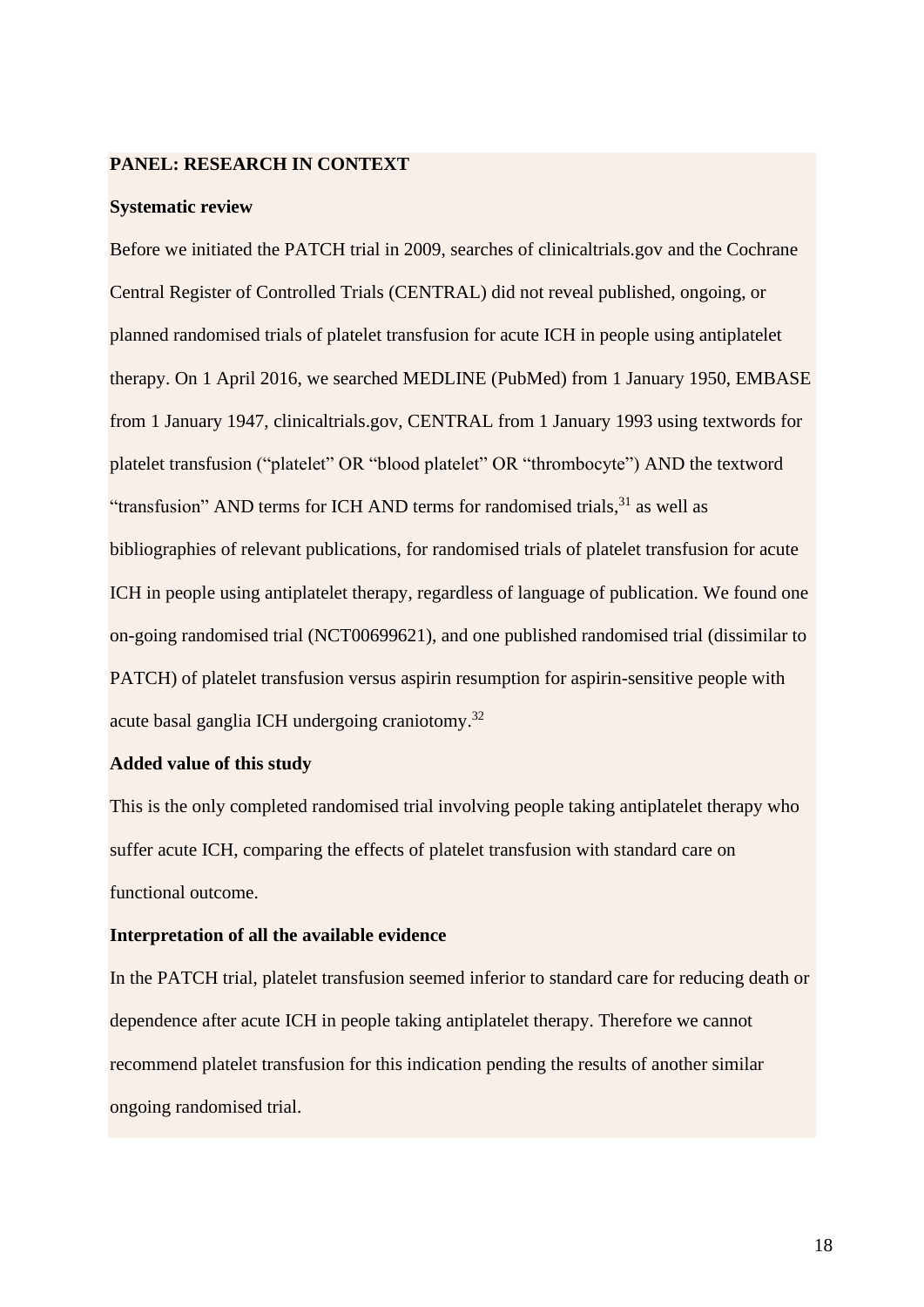## PANEL: RESEARCH IN CONTEXT

### Systematic review

Before we initiated the PATCH trial in 2009, searches of clinicaltrials.gov and the Cochrane Central Register of Controlled Trials (CENTRAL) did not reveal published, ongoing, or planned randomised trials of platelet transfusion for acute ICH in people using antiplatelet therapy. On 1 April 2016, we searched MEDLINE (PubMed) from 1 January 1950, EMBASE from 1 January 1947, clinicaltrials.gov, CENTRAL from 1 January 1993 using textwords for platelet transfusion ("platelet" OR "blood platelet" OR "thrombocyte") AND the textword "transfusion" AND terms for ICH AND terms for randomised trials,[31] as well as bibliographies of relevant publications, for randomised trials of platelet transfusion for acute ICH in people using antiplatelet therapy, regardless of language of publication. We found one on-going randomised trial (NCT00699621), and one published randomised trial (dissimilar to PATCH) of platelet transfusion versus aspirin resumption for aspirin-sensitive people with acute basal ganglia ICH undergoing craniotomy.[32]

### Added value of this study

This is the only completed randomised trial involving people taking antiplatelet therapy who suffer acute ICH, comparing the effects of platelet transfusion with standard care on functional outcome.

### Interpretation of all the available evidence

In the PATCH trial, platelet transfusion seemed inferior to standard care for reducing death or dependence after acute ICH in people taking antiplatelet therapy. Therefore we cannot recommend platelet transfusion for this indication pending the results of another similar ongoing randomised trial.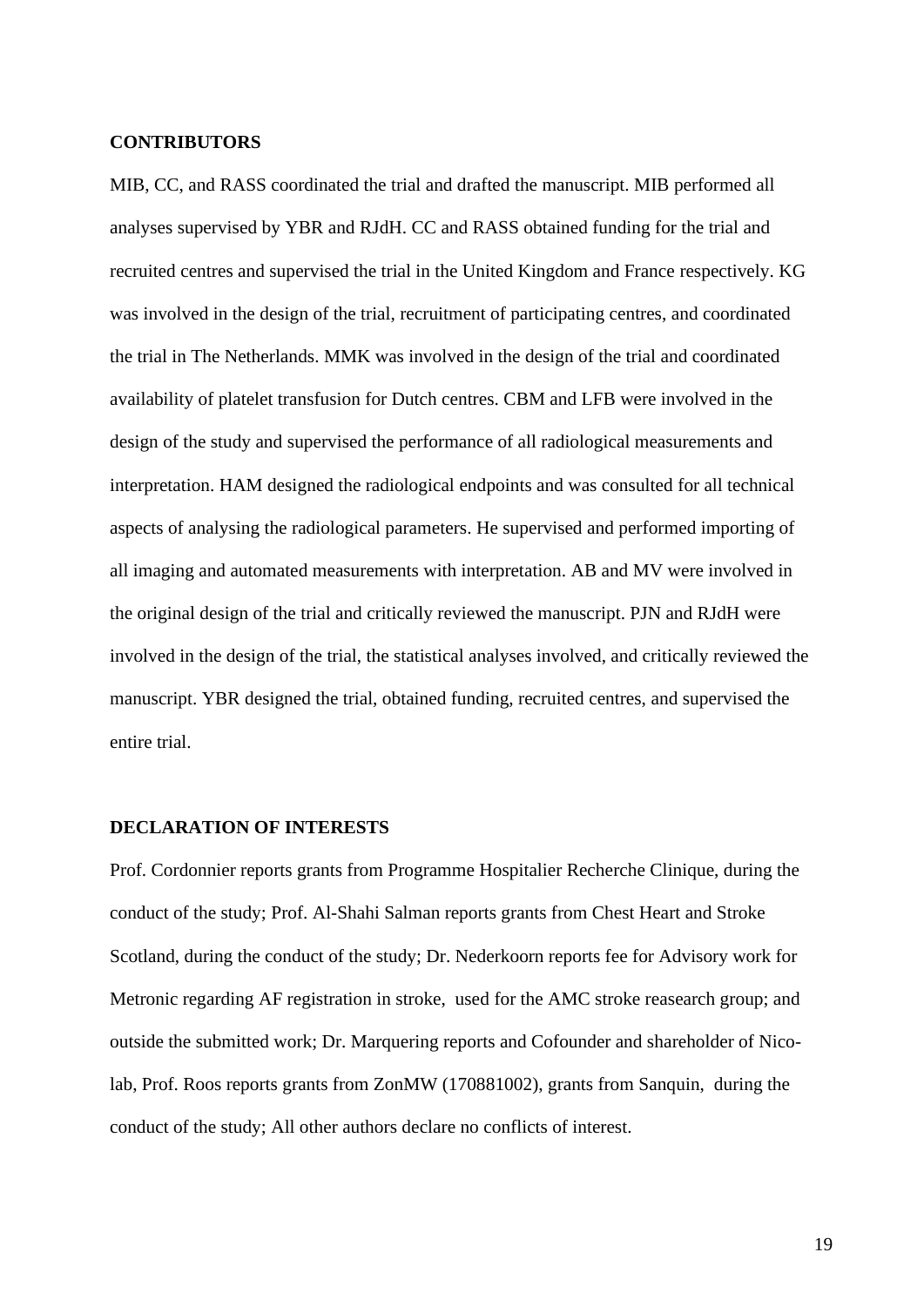## CONTRIBUTORS

MIB, CC, and RASS coordinated the trial and drafted the manuscript. MIB performed all analyses supervised by YBR and RJdH. CC and RASS obtained funding for the trial and recruited centres and supervised the trial in the United Kingdom and France respectively. KG was involved in the design of the trial, recruitment of participating centres, and coordinated the trial in The Netherlands. MMK was involved in the design of the trial and coordinated availability of platelet transfusion for Dutch centres. CBM and LFB were involved in the design of the study and supervised the performance of all radiological measurements and interpretation. HAM designed the radiological endpoints and was consulted for all technical aspects of analysing the radiological parameters. He supervised and performed importing of all imaging and automated measurements with interpretation. AB and MV were involved in the original design of the trial and critically reviewed the manuscript. PJN and RJdH were involved in the design of the trial, the statistical analyses involved, and critically reviewed the manuscript. YBR designed the trial, obtained funding, recruited centres, and supervised the entire trial.

## DECLARATION OF INTERESTS

Prof. Cordonnier reports grants from Programme Hospitalier Recherche Clinique, during the conduct of the study; Prof. Al-Shahi Salman reports grants from Chest Heart and Stroke Scotland, during the conduct of the study; Dr. Nederkoorn reports fee for Advisory work for Metronic regarding AF registration in stroke, used for the AMC stroke reasearch group; and outside the submitted work; Dr. Marquering reports and Cofounder and shareholder of Nico-lab, Prof. Roos reports grants from ZonMW (170881002), grants from Sanquin, during the conduct of the study; All other authors declare no conflicts of interest.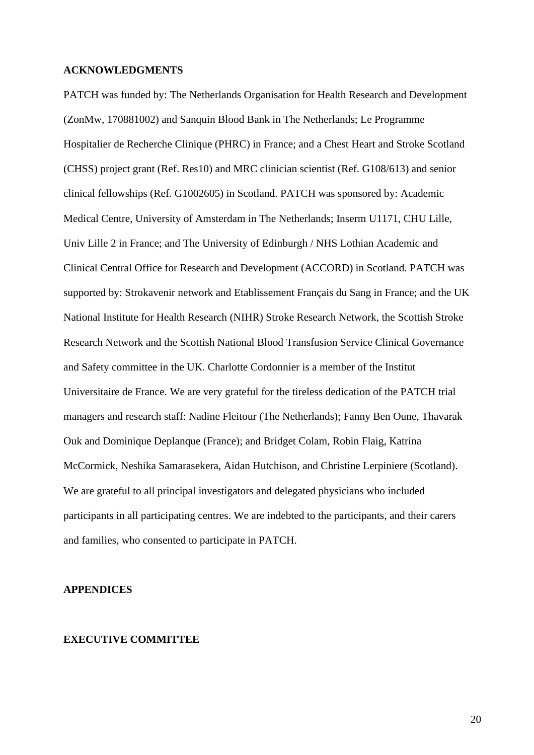## ACKNOWLEDGMENTS

PATCH was funded by: The Netherlands Organisation for Health Research and Development (ZonMw, 170881002) and Sanquin Blood Bank in The Netherlands; Le Programme Hospitalier de Recherche Clinique (PHRC) in France; and a Chest Heart and Stroke Scotland (CHSS) project grant (Ref. Res10) and MRC clinician scientist (Ref. G108/613) and senior clinical fellowships (Ref. G1002605) in Scotland. PATCH was sponsored by: Academic Medical Centre, University of Amsterdam in The Netherlands; Inserm U1171, CHU Lille, Univ Lille 2 in France; and The University of Edinburgh / NHS Lothian Academic and Clinical Central Office for Research and Development (ACCORD) in Scotland. PATCH was supported by: Strokavenir network and Etablissement Français du Sang in France; and the UK National Institute for Health Research (NIHR) Stroke Research Network, the Scottish Stroke Research Network and the Scottish National Blood Transfusion Service Clinical Governance and Safety committee in the UK. Charlotte Cordonnier is a member of the Institut Universitaire de France. We are very grateful for the tireless dedication of the PATCH trial managers and research staff: Nadine Fleitour (The Netherlands); Fanny Ben Oune, Thavarak Ouk and Dominique Deplanque (France); and Bridget Colam, Robin Flaig, Katrina McCormick, Neshika Samarasekera, Aidan Hutchison, and Christine Lerpiniere (Scotland). We are grateful to all principal investigators and delegated physicians who included participants in all participating centres. We are indebted to the participants, and their carers and families, who consented to participate in PATCH.

## APPENDICES

## EXECUTIVE COMMITTEE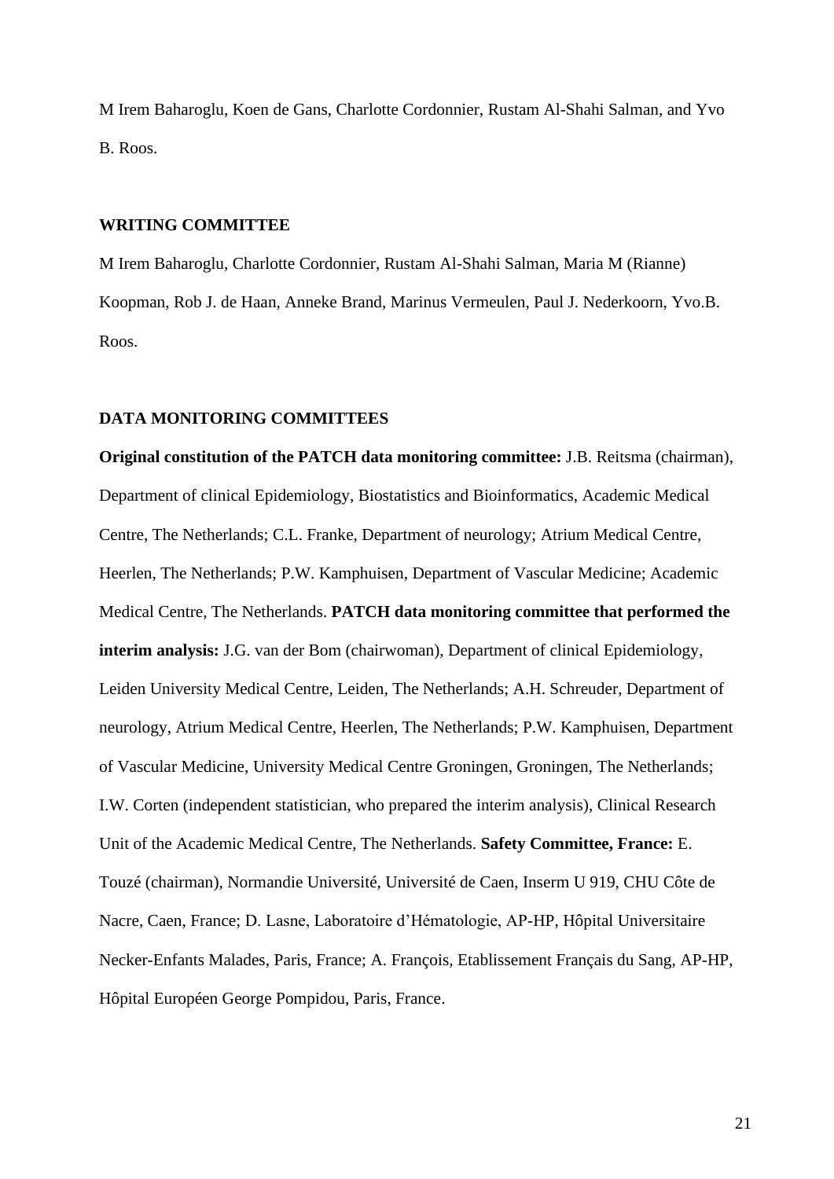M Irem Baharoglu, Koen de Gans, Charlotte Cordonnier, Rustam Al-Shahi Salman, and Yvo B. Roos.

## WRITING COMMITTEE

M Irem Baharoglu, Charlotte Cordonnier, Rustam Al-Shahi Salman, Maria M (Rianne) Koopman, Rob J. de Haan, Anneke Brand, Marinus Vermeulen, Paul J. Nederkoorn, Yvo.B. Roos.

## DATA MONITORING COMMITTEES

**Original constitution of the PATCH data monitoring committee:** J.B. Reitsma (chairman), Department of clinical Epidemiology, Biostatistics and Bioinformatics, Academic Medical Centre, The Netherlands; C.L. Franke, Department of neurology; Atrium Medical Centre, Heerlen, The Netherlands; P.W. Kamphuisen, Department of Vascular Medicine; Academic Medical Centre, The Netherlands. **PATCH data monitoring committee that performed the interim analysis:** J.G. van der Bom (chairwoman), Department of clinical Epidemiology, Leiden University Medical Centre, Leiden, The Netherlands; A.H. Schreuder, Department of neurology, Atrium Medical Centre, Heerlen, The Netherlands; P.W. Kamphuisen, Department of Vascular Medicine, University Medical Centre Groningen, Groningen, The Netherlands; I.W. Corten (independent statistician, who prepared the interim analysis), Clinical Research Unit of the Academic Medical Centre, The Netherlands. **Safety Committee, France:** E. Touzé (chairman), Normandie Université, Université de Caen, Inserm U 919, CHU Côte de Nacre, Caen, France; D. Lasne, Laboratoire d'Hématologie, AP-HP, Hôpital Universitaire Necker-Enfants Malades, Paris, France; A. François, Etablissement Français du Sang, AP-HP, Hôpital Européen George Pompidou, Paris, France.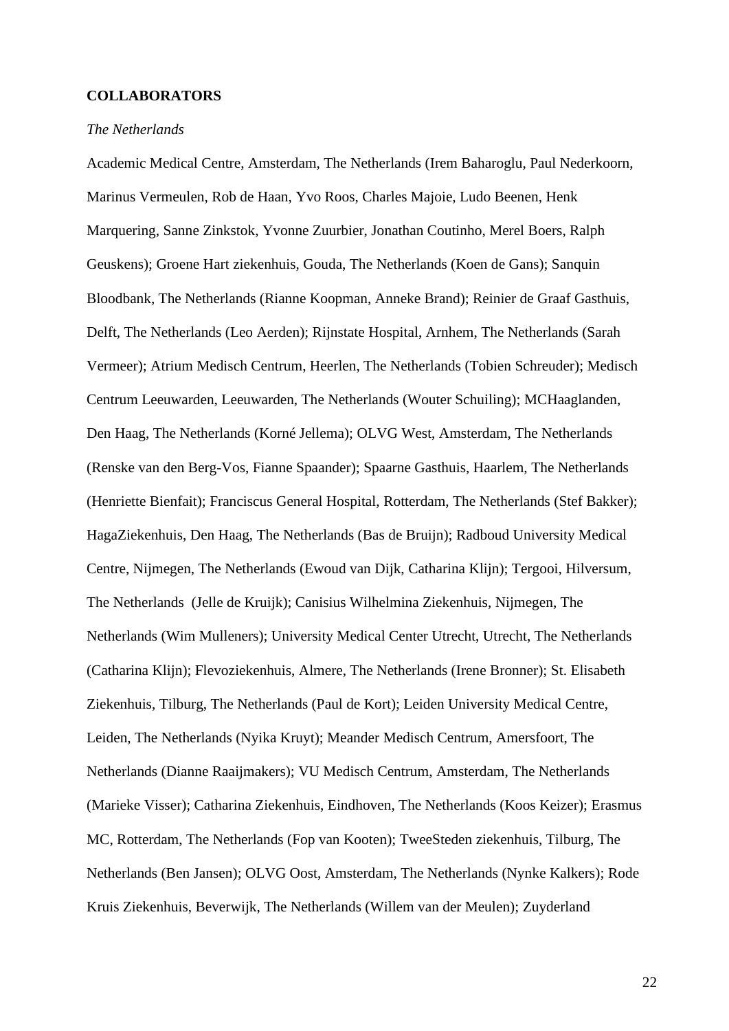**COLLABORATORS**

*The Netherlands*

Academic Medical Centre, Amsterdam, The Netherlands (Irem Baharoglu, Paul Nederkoorn, Marinus Vermeulen, Rob de Haan, Yvo Roos, Charles Majoie, Ludo Beenen, Henk Marquering, Sanne Zinkstok, Yvonne Zuurbier, Jonathan Coutinho, Merel Boers, Ralph Geuskens); Groene Hart ziekenhuis, Gouda, The Netherlands (Koen de Gans); Sanquin Bloodbank, The Netherlands (Rianne Koopman, Anneke Brand); Reinier de Graaf Gasthuis, Delft, The Netherlands (Leo Aerden); Rijnstate Hospital, Arnhem, The Netherlands (Sarah Vermeer); Atrium Medisch Centrum, Heerlen, The Netherlands (Tobien Schreuder); Medisch Centrum Leeuwarden, Leeuwarden, The Netherlands (Wouter Schuiling); MCHaaglanden, Den Haag, The Netherlands (Korné Jellema); OLVG West, Amsterdam, The Netherlands (Renske van den Berg-Vos, Fianne Spaander); Spaarne Gasthuis, Haarlem, The Netherlands (Henriette Bienfait); Franciscus General Hospital, Rotterdam, The Netherlands (Stef Bakker); HagaZiekenhuis, Den Haag, The Netherlands (Bas de Bruijn); Radboud University Medical Centre, Nijmegen, The Netherlands (Ewoud van Dijk, Catharina Klijn); Tergooi, Hilversum, The Netherlands (Jelle de Kruijk); Canisius Wilhelmina Ziekenhuis, Nijmegen, The Netherlands (Wim Mulleners); University Medical Center Utrecht, Utrecht, The Netherlands (Catharina Klijn); Flevoziekenhuis, Almere, The Netherlands (Irene Bronner); St. Elisabeth Ziekenhuis, Tilburg, The Netherlands (Paul de Kort); Leiden University Medical Centre, Leiden, The Netherlands (Nyika Kruyt); Meander Medisch Centrum, Amersfoort, The Netherlands (Dianne Raaijmakers); VU Medisch Centrum, Amsterdam, The Netherlands (Marieke Visser); Catharina Ziekenhuis, Eindhoven, The Netherlands (Koos Keizer); Erasmus MC, Rotterdam, The Netherlands (Fop van Kooten); TweeSteden ziekenhuis, Tilburg, The Netherlands (Ben Jansen); OLVG Oost, Amsterdam, The Netherlands (Nynke Kalkers); Rode Kruis Ziekenhuis, Beverwijk, The Netherlands (Willem van der Meulen); Zuyderland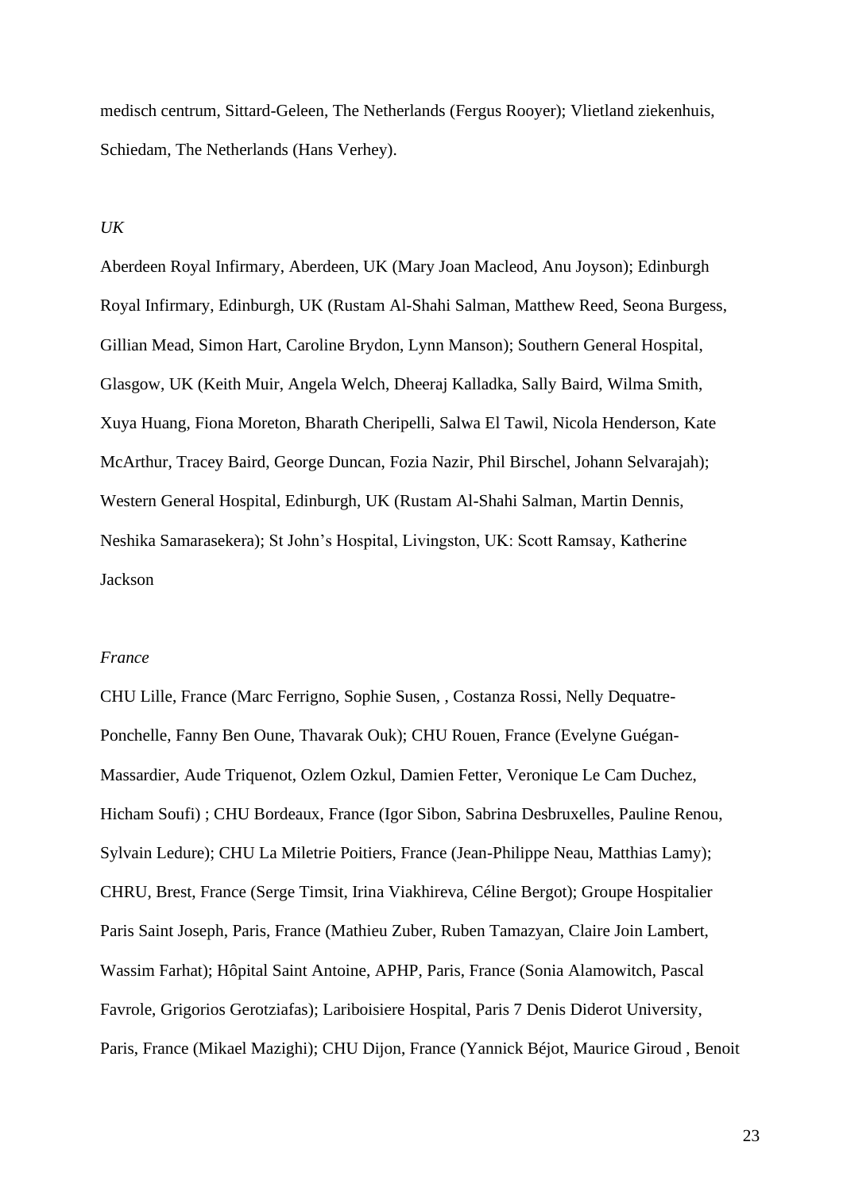medisch centrum, Sittard-Geleen, The Netherlands (Fergus Rooyer); Vlietland ziekenhuis, Schiedam, The Netherlands (Hans Verhey).

*UK*

Aberdeen Royal Infirmary, Aberdeen, UK (Mary Joan Macleod, Anu Joyson); Edinburgh Royal Infirmary, Edinburgh, UK (Rustam Al-Shahi Salman, Matthew Reed, Seona Burgess, Gillian Mead, Simon Hart, Caroline Brydon, Lynn Manson); Southern General Hospital, Glasgow, UK (Keith Muir, Angela Welch, Dheeraj Kalladka, Sally Baird, Wilma Smith, Xuya Huang, Fiona Moreton, Bharath Cheripelli, Salwa El Tawil, Nicola Henderson, Kate McArthur, Tracey Baird, George Duncan, Fozia Nazir, Phil Birschel, Johann Selvarajah); Western General Hospital, Edinburgh, UK (Rustam Al-Shahi Salman, Martin Dennis, Neshika Samarasekera); St John's Hospital, Livingston, UK: Scott Ramsay, Katherine Jackson

*France*

CHU Lille, France (Marc Ferrigno, Sophie Susen, , Costanza Rossi, Nelly Dequatre-Ponchelle, Fanny Ben Oune, Thavarak Ouk); CHU Rouen, France (Evelyne Guégan-Massardier, Aude Triquenot, Ozlem Ozkul, Damien Fetter, Veronique Le Cam Duchez, Hicham Soufi) ; CHU Bordeaux, France (Igor Sibon, Sabrina Desbruxelles, Pauline Renou, Sylvain Ledure); CHU La Miletrie Poitiers, France (Jean-Philippe Neau, Matthias Lamy); CHRU, Brest, France (Serge Timsit, Irina Viakhireva, Céline Bergot); Groupe Hospitalier Paris Saint Joseph, Paris, France (Mathieu Zuber, Ruben Tamazyan, Claire Join Lambert, Wassim Farhat); Hôpital Saint Antoine, APHP, Paris, France (Sonia Alamowitch, Pascal Favrole, Grigorios Gerotziafas); Lariboisiere Hospital, Paris 7 Denis Diderot University, Paris, France (Mikael Mazighi); CHU Dijon, France (Yannick Béjot, Maurice Giroud , Benoit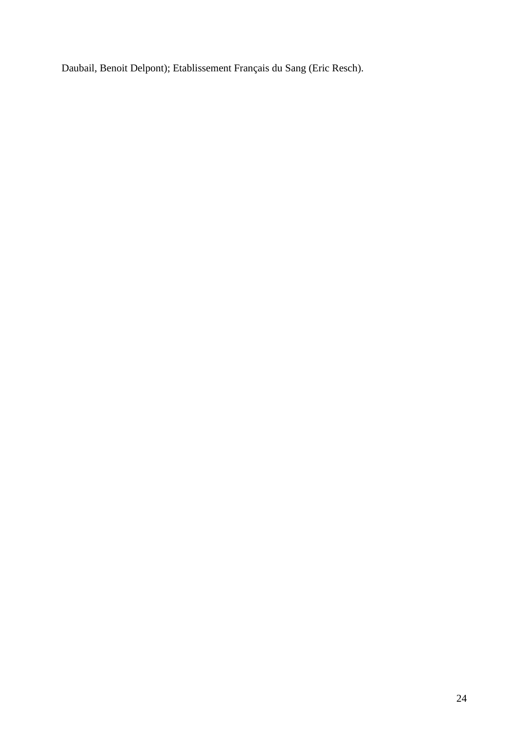Daubail, Benoit Delpont); Etablissement Français du Sang (Eric Resch).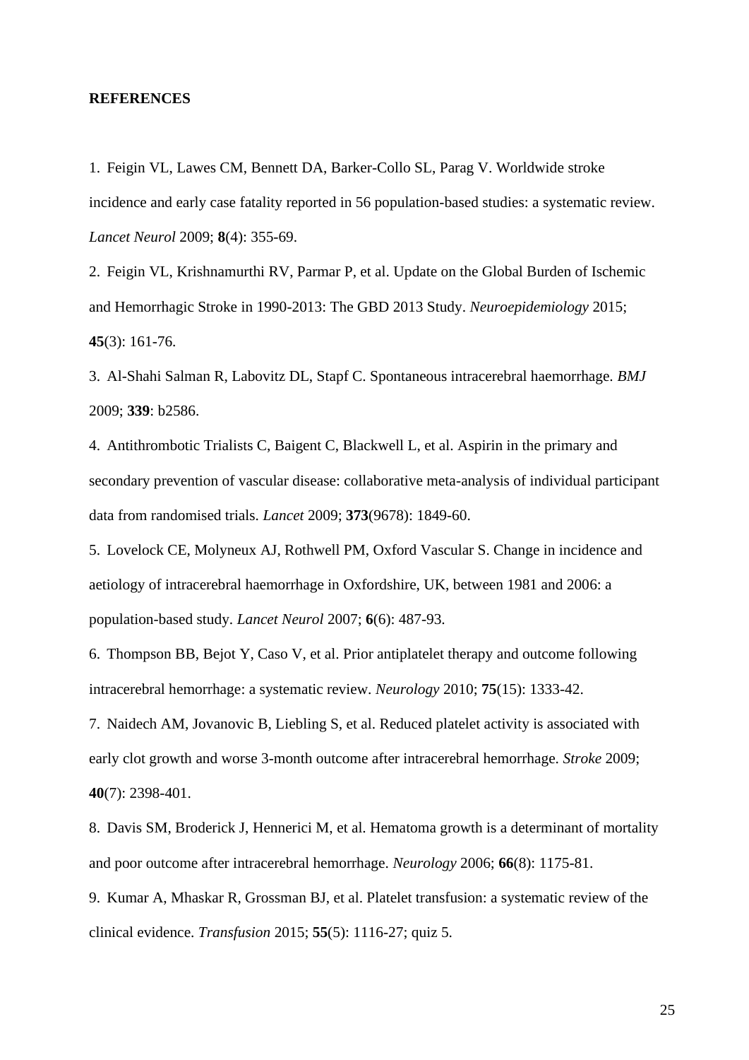**REFERENCES**

1. Feigin VL, Lawes CM, Bennett DA, Barker-Collo SL, Parag V. Worldwide stroke incidence and early case fatality reported in 56 population-based studies: a systematic review. *Lancet Neurol* 2009; **8**(4): 355-69.

2. Feigin VL, Krishnamurthi RV, Parmar P, et al. Update on the Global Burden of Ischemic and Hemorrhagic Stroke in 1990-2013: The GBD 2013 Study. *Neuroepidemiology* 2015; **45**(3): 161-76.

3. Al-Shahi Salman R, Labovitz DL, Stapf C. Spontaneous intracerebral haemorrhage. *BMJ* 2009; **339**: b2586.

4. Antithrombotic Trialists C, Baigent C, Blackwell L, et al. Aspirin in the primary and secondary prevention of vascular disease: collaborative meta-analysis of individual participant data from randomised trials. *Lancet* 2009; **373**(9678): 1849-60.

5. Lovelock CE, Molyneux AJ, Rothwell PM, Oxford Vascular S. Change in incidence and aetiology of intracerebral haemorrhage in Oxfordshire, UK, between 1981 and 2006: a population-based study. *Lancet Neurol* 2007; **6**(6): 487-93.

6. Thompson BB, Bejot Y, Caso V, et al. Prior antiplatelet therapy and outcome following intracerebral hemorrhage: a systematic review. *Neurology* 2010; **75**(15): 1333-42.

7. Naidech AM, Jovanovic B, Liebling S, et al. Reduced platelet activity is associated with early clot growth and worse 3-month outcome after intracerebral hemorrhage. *Stroke* 2009; **40**(7): 2398-401.

8. Davis SM, Broderick J, Hennerici M, et al. Hematoma growth is a determinant of mortality and poor outcome after intracerebral hemorrhage. *Neurology* 2006; **66**(8): 1175-81.

9. Kumar A, Mhaskar R, Grossman BJ, et al. Platelet transfusion: a systematic review of the clinical evidence. *Transfusion* 2015; **55**(5): 1116-27; quiz 5.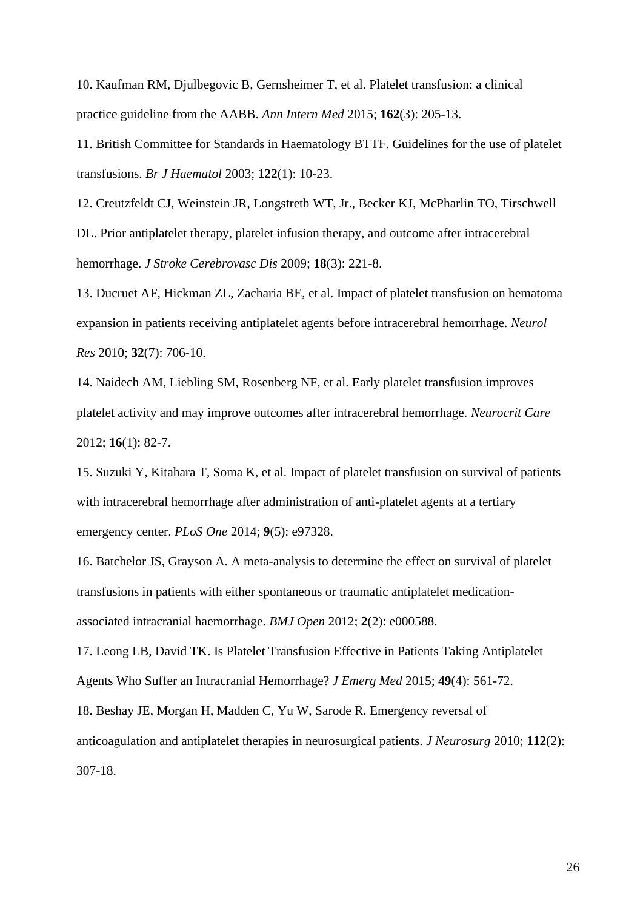10. Kaufman RM, Djulbegovic B, Gernsheimer T, et al. Platelet transfusion: a clinical practice guideline from the AABB. *Ann Intern Med* 2015; **162**(3): 205-13.

11. British Committee for Standards in Haematology BTTF. Guidelines for the use of platelet transfusions. *Br J Haematol* 2003; **122**(1): 10-23.

12. Creutzfeldt CJ, Weinstein JR, Longstreth WT, Jr., Becker KJ, McPharlin TO, Tirschwell DL. Prior antiplatelet therapy, platelet infusion therapy, and outcome after intracerebral hemorrhage. *J Stroke Cerebrovasc Dis* 2009; **18**(3): 221-8.

13. Ducruet AF, Hickman ZL, Zacharia BE, et al. Impact of platelet transfusion on hematoma expansion in patients receiving antiplatelet agents before intracerebral hemorrhage. *Neurol Res* 2010; **32**(7): 706-10.

14. Naidech AM, Liebling SM, Rosenberg NF, et al. Early platelet transfusion improves platelet activity and may improve outcomes after intracerebral hemorrhage. *Neurocrit Care* 2012; **16**(1): 82-7.

15. Suzuki Y, Kitahara T, Soma K, et al. Impact of platelet transfusion on survival of patients with intracerebral hemorrhage after administration of anti-platelet agents at a tertiary emergency center. *PLoS One* 2014; **9**(5): e97328.

16. Batchelor JS, Grayson A. A meta-analysis to determine the effect on survival of platelet transfusions in patients with either spontaneous or traumatic antiplatelet medication-associated intracranial haemorrhage. *BMJ Open* 2012; **2**(2): e000588.

17. Leong LB, David TK. Is Platelet Transfusion Effective in Patients Taking Antiplatelet Agents Who Suffer an Intracranial Hemorrhage? *J Emerg Med* 2015; **49**(4): 561-72.

18. Beshay JE, Morgan H, Madden C, Yu W, Sarode R. Emergency reversal of anticoagulation and antiplatelet therapies in neurosurgical patients. *J Neurosurg* 2010; **112**(2): 307-18.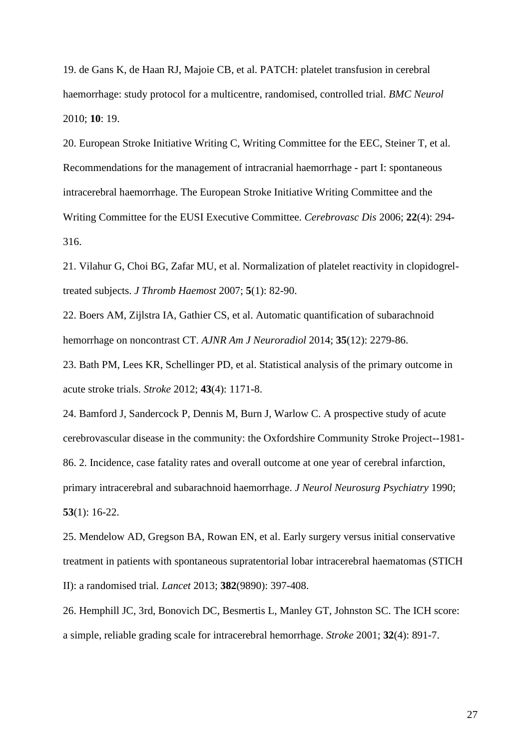19. de Gans K, de Haan RJ, Majoie CB, et al. PATCH: platelet transfusion in cerebral haemorrhage: study protocol for a multicentre, randomised, controlled trial. *BMC Neurol* 2010; **10**: 19.

20. European Stroke Initiative Writing C, Writing Committee for the EEC, Steiner T, et al. Recommendations for the management of intracranial haemorrhage - part I: spontaneous intracerebral haemorrhage. The European Stroke Initiative Writing Committee and the Writing Committee for the EUSI Executive Committee. *Cerebrovasc Dis* 2006; **22**(4): 294-316.

21. Vilahur G, Choi BG, Zafar MU, et al. Normalization of platelet reactivity in clopidogrel-treated subjects. *J Thromb Haemost* 2007; **5**(1): 82-90.

22. Boers AM, Zijlstra IA, Gathier CS, et al. Automatic quantification of subarachnoid hemorrhage on noncontrast CT. *AJNR Am J Neuroradiol* 2014; **35**(12): 2279-86.

23. Bath PM, Lees KR, Schellinger PD, et al. Statistical analysis of the primary outcome in acute stroke trials. *Stroke* 2012; **43**(4): 1171-8.

24. Bamford J, Sandercock P, Dennis M, Burn J, Warlow C. A prospective study of acute cerebrovascular disease in the community: the Oxfordshire Community Stroke Project--1981-86. 2. Incidence, case fatality rates and overall outcome at one year of cerebral infarction, primary intracerebral and subarachnoid haemorrhage. *J Neurol Neurosurg Psychiatry* 1990; **53**(1): 16-22.

25. Mendelow AD, Gregson BA, Rowan EN, et al. Early surgery versus initial conservative treatment in patients with spontaneous supratentorial lobar intracerebral haematomas (STICH II): a randomised trial. *Lancet* 2013; **382**(9890): 397-408.

26. Hemphill JC, 3rd, Bonovich DC, Besmertis L, Manley GT, Johnston SC. The ICH score: a simple, reliable grading scale for intracerebral hemorrhage. *Stroke* 2001; **32**(4): 891-7.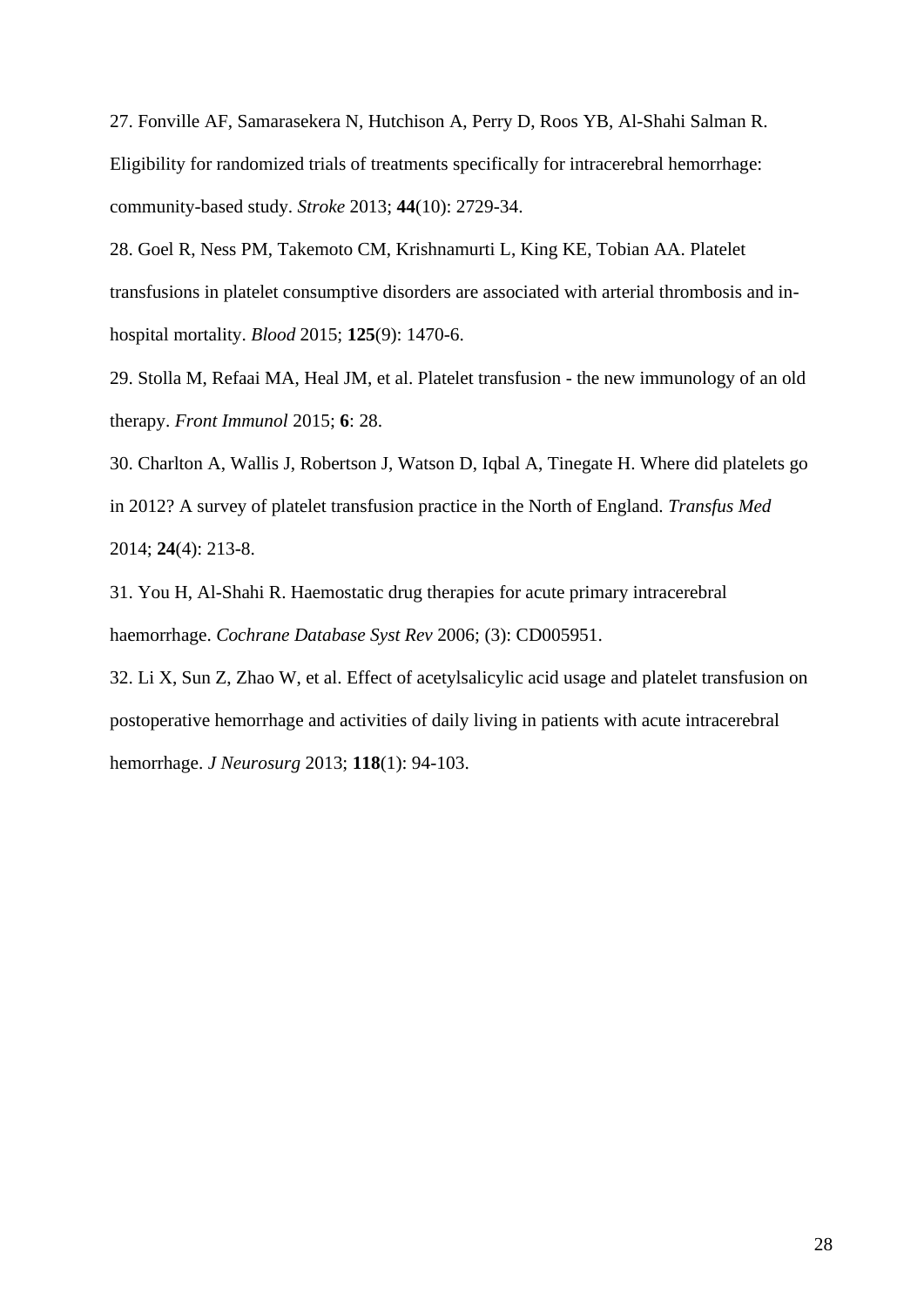27. Fonville AF, Samarasekera N, Hutchison A, Perry D, Roos YB, Al-Shahi Salman R. Eligibility for randomized trials of treatments specifically for intracerebral hemorrhage: community-based study. *Stroke* 2013; **44**(10): 2729-34.

28. Goel R, Ness PM, Takemoto CM, Krishnamurti L, King KE, Tobian AA. Platelet transfusions in platelet consumptive disorders are associated with arterial thrombosis and in-hospital mortality. *Blood* 2015; **125**(9): 1470-6.

29. Stolla M, Refaai MA, Heal JM, et al. Platelet transfusion - the new immunology of an old therapy. *Front Immunol* 2015; **6**: 28.

30. Charlton A, Wallis J, Robertson J, Watson D, Iqbal A, Tinegate H. Where did platelets go in 2012? A survey of platelet transfusion practice in the North of England. *Transfus Med* 2014; **24**(4): 213-8.

31. You H, Al-Shahi R. Haemostatic drug therapies for acute primary intracerebral haemorrhage. *Cochrane Database Syst Rev* 2006; (3): CD005951.

32. Li X, Sun Z, Zhao W, et al. Effect of acetylsalicylic acid usage and platelet transfusion on postoperative hemorrhage and activities of daily living in patients with acute intracerebral hemorrhage. *J Neurosurg* 2013; **118**(1): 94-103.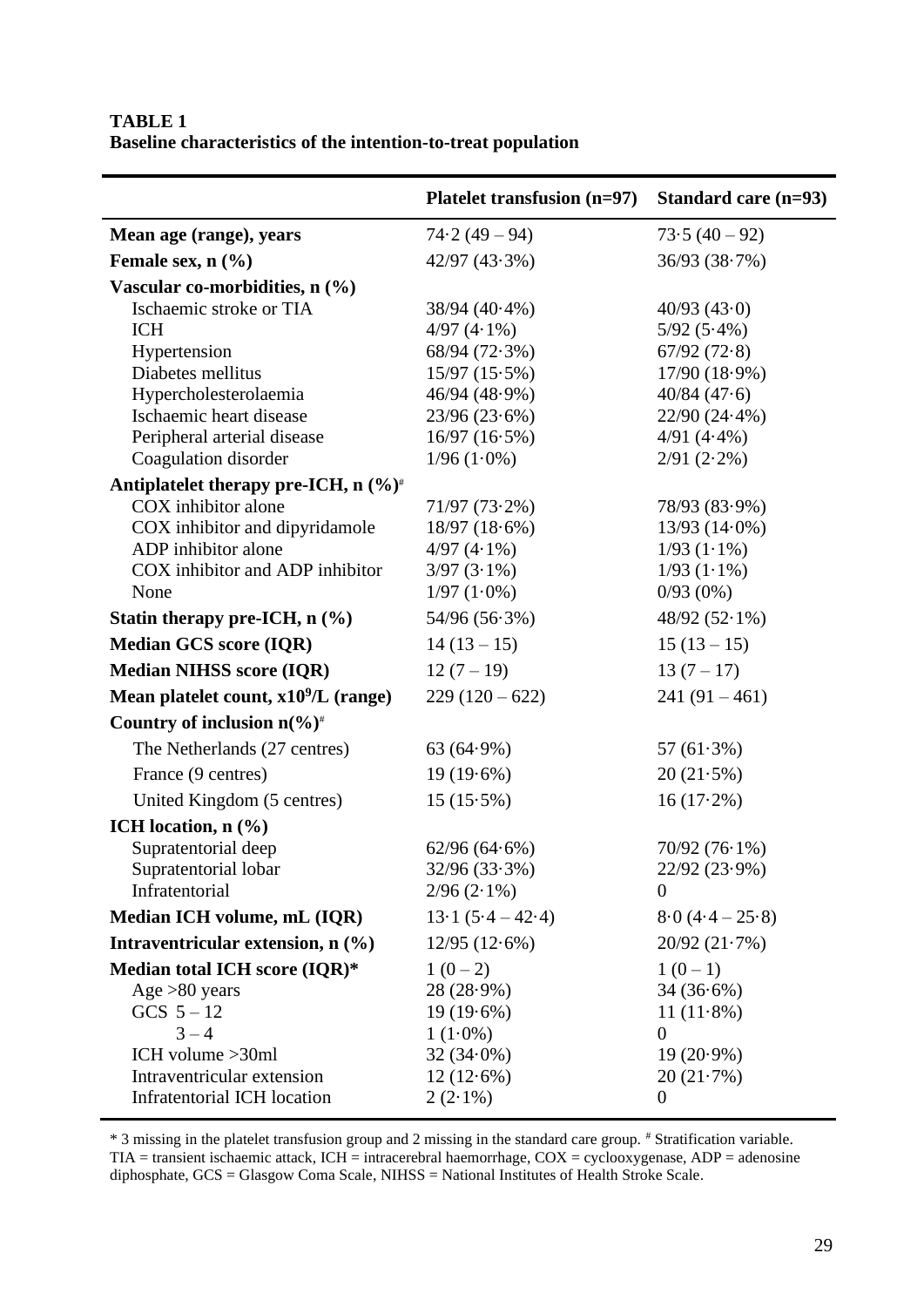**TABLE 1**
**Baseline characteristics of the intention-to-treat population**

| | Platelet transfusion (n=97) | Standard care (n=93) |
|---|---|---|
| **Mean age (range), years** | 74·2 (49 – 94) | 73·5 (40 – 92) |
| **Female sex, n (%)** | 42/97 (43·3%) | 36/93 (38·7%) |
| **Vascular co-morbidities, n (%)** | | |
| Ischaemic stroke or TIA | 38/94 (40·4%) | 40/93 (43·0) |
| ICH | 4/97 (4·1%) | 5/92 (5·4%) |
| Hypertension | 68/94 (72·3%) | 67/92 (72·8) |
| Diabetes mellitus | 15/97 (15·5%) | 17/90 (18·9%) |
| Hypercholesterolaemia | 46/94 (48·9%) | 40/84 (47·6) |
| Ischaemic heart disease | 23/96 (23·6%) | 22/90 (24·4%) |
| Peripheral arterial disease | 16/97 (16·5%) | 4/91 (4·4%) |
| Coagulation disorder | 1/96 (1·0%) | 2/91 (2·2%) |
| **Antiplatelet therapy pre-ICH, n (%)**[#] | | |
| COX inhibitor alone | 71/97 (73·2%) | 78/93 (83·9%) |
| COX inhibitor and dipyridamole | 18/97 (18·6%) | 13/93 (14·0%) |
| ADP inhibitor alone | 4/97 (4·1%) | 1/93 (1·1%) |
| COX inhibitor and ADP inhibitor | 3/97 (3·1%) | 1/93 (1·1%) |
| None | 1/97 (1·0%) | 0/93 (0%) |
| **Statin therapy pre-ICH, n (%)** | 54/96 (56·3%) | 48/92 (52·1%) |
| **Median GCS score (IQR)** | 14 (13 – 15) | 15 (13 – 15) |
| **Median NIHSS score (IQR)** | 12 (7 – 19) | 13 (7 – 17) |
| **Mean platelet count, x10$^9$/L (range)** | 229 (120 – 622) | 241 (91 – 461) |
| **Country of inclusion n(%)**[#] | | |
| The Netherlands (27 centres) | 63 (64·9%) | 57 (61·3%) |
| France (9 centres) | 19 (19·6%) | 20 (21·5%) |
| United Kingdom (5 centres) | 15 (15·5%) | 16 (17·2%) |
| **ICH location, n (%)** | | |
| Supratentorial deep | 62/96 (64·6%) | 70/92 (76·1%) |
| Supratentorial lobar | 32/96 (33·3%) | 22/92 (23·9%) |
| Infratentorial | 2/96 (2·1%) | 0 |
| **Median ICH volume, mL (IQR)** | 13·1 (5·4 – 42·4) | 8·0 (4·4 – 25·8) |
| **Intraventricular extension, n (%)** | 12/95 (12·6%) | 20/92 (21·7%) |
| **Median total ICH score (IQR)*** | 1 (0 – 2) | 1 (0 – 1) |
| Age >80 years | 28 (28·9%) | 34 (36·6%) |
| GCS 5 – 12 | 19 (19·6%) | 11 (11·8%) |
| 3 – 4 | 1 (1·0%) | 0 |
| ICH volume >30ml | 32 (34·0%) | 19 (20·9%) |
| Intraventricular extension | 12 (12·6%) | 20 (21·7%) |
| Infratentorial ICH location | 2 (2·1%) | 0 |

* 3 missing in the platelet transfusion group and 2 missing in the standard care group. [#] Stratification variable. TIA = transient ischaemic attack, ICH = intracerebral haemorrhage, COX = cyclooxygenase, ADP = adenosine diphosphate, GCS = Glasgow Coma Scale, NIHSS = National Institutes of Health Stroke Scale.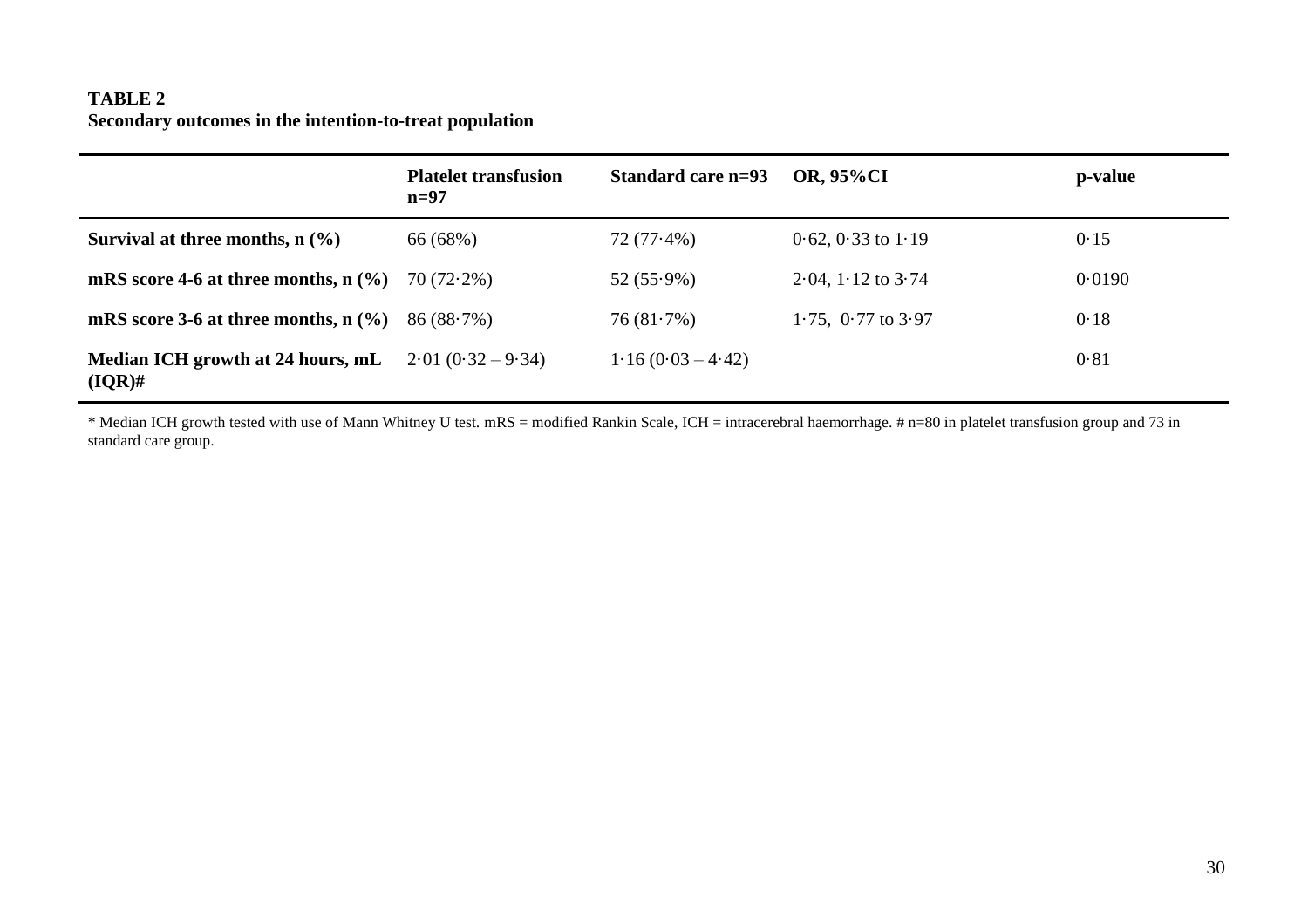**TABLE 2**
**Secondary outcomes in the intention-to-treat population**

| | Platelet transfusion n=97 | Standard care n=93 | OR, 95%CI | p-value |
|---|---|---|---|---|
| **Survival at three months, n (%)** | 66 (68%) | 72 (77·4%) | 0·62, 0·33 to 1·19 | 0·15 |
| **mRS score 4-6 at three months, n (%)** | 70 (72·2%) | 52 (55·9%) | 2·04, 1·12 to 3·74 | 0·0190 |
| **mRS score 3-6 at three months, n (%)** | 86 (88·7%) | 76 (81·7%) | 1·75, 0·77 to 3·97 | 0·18 |
| **Median ICH growth at 24 hours, mL (IQR)#** | 2·01 (0·32 – 9·34) | 1·16 (0·03 – 4·42) | | 0·81 |

* Median ICH growth tested with use of Mann Whitney U test. mRS = modified Rankin Scale, ICH = intracerebral haemorrhage. # n=80 in platelet transfusion group and 73 in standard care group.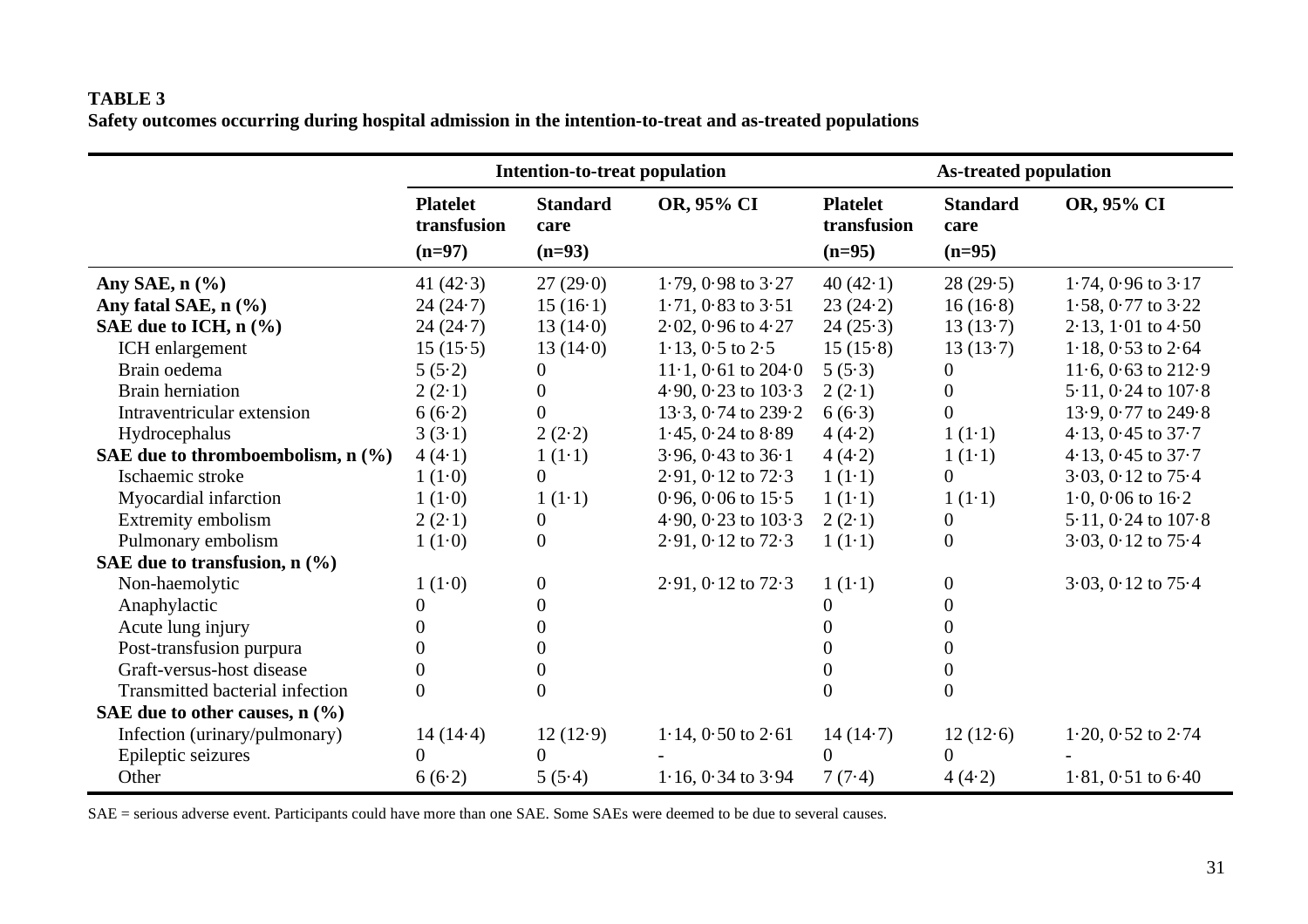**TABLE 3**
**Safety outcomes occurring during hospital admission in the intention-to-treat and as-treated populations**

| | Intention-to-treat population | | | As-treated population | | |
|---|---|---|---|---|---|---|
| | **Platelet transfusion (n=97)** | **Standard care (n=93)** | **OR, 95% CI** | **Platelet transfusion (n=95)** | **Standard care (n=95)** | **OR, 95% CI** |
| **Any SAE, n (%)** | 41 (42·3) | 27 (29·0) | 1·79, 0·98 to 3·27 | 40 (42·1) | 28 (29·5) | 1·74, 0·96 to 3·17 |
| **Any fatal SAE, n (%)** | 24 (24·7) | 15 (16·1) | 1·71, 0·83 to 3·51 | 23 (24·2) | 16 (16·8) | 1·58, 0·77 to 3·22 |
| **SAE due to ICH, n (%)** | 24 (24·7) | 13 (14·0) | 2·02, 0·96 to 4·27 | 24 (25·3) | 13 (13·7) | 2·13, 1·01 to 4·50 |
| ICH enlargement | 15 (15·5) | 13 (14·0) | 1·13, 0·5 to 2·5 | 15 (15·8) | 13 (13·7) | 1·18, 0·53 to 2·64 |
| Brain oedema | 5 (5·2) | 0 | 11·1, 0·61 to 204·0 | 5 (5·3) | 0 | 11·6, 0·63 to 212·9 |
| Brain herniation | 2 (2·1) | 0 | 4·90, 0·23 to 103·3 | 2 (2·1) | 0 | 5·11, 0·24 to 107·8 |
| Intraventricular extension | 6 (6·2) | 0 | 13·3, 0·74 to 239·2 | 6 (6·3) | 0 | 13·9, 0·77 to 249·8 |
| Hydrocephalus | 3 (3·1) | 2 (2·2) | 1·45, 0·24 to 8·89 | 4 (4·2) | 1 (1·1) | 4·13, 0·45 to 37·7 |
| **SAE due to thromboembolism, n (%)** | 4 (4·1) | 1 (1·1) | 3·96, 0·43 to 36·1 | 4 (4·2) | 1 (1·1) | 4·13, 0·45 to 37·7 |
| Ischaemic stroke | 1 (1·0) | 0 | 2·91, 0·12 to 72·3 | 1 (1·1) | 0 | 3·03, 0·12 to 75·4 |
| Myocardial infarction | 1 (1·0) | 1 (1·1) | 0·96, 0·06 to 15·5 | 1 (1·1) | 1 (1·1) | 1·0, 0·06 to 16·2 |
| Extremity embolism | 2 (2·1) | 0 | 4·90, 0·23 to 103·3 | 2 (2·1) | 0 | 5·11, 0·24 to 107·8 |
| Pulmonary embolism | 1 (1·0) | 0 | 2·91, 0·12 to 72·3 | 1 (1·1) | 0 | 3·03, 0·12 to 75·4 |
| **SAE due to transfusion, n (%)** | | | | | | |
| Non-haemolytic | 1 (1·0) | 0 | 2·91, 0·12 to 72·3 | 1 (1·1) | 0 | 3·03, 0·12 to 75·4 |
| Anaphylactic | 0 | 0 | | 0 | 0 | |
| Acute lung injury | 0 | 0 | | 0 | 0 | |
| Post-transfusion purpura | 0 | 0 | | 0 | 0 | |
| Graft-versus-host disease | 0 | 0 | | 0 | 0 | |
| Transmitted bacterial infection | 0 | 0 | | 0 | 0 | |
| **SAE due to other causes, n (%)** | | | | | | |
| Infection (urinary/pulmonary) | 14 (14·4) | 12 (12·9) | 1·14, 0·50 to 2·61 | 14 (14·7) | 12 (12·6) | 1·20, 0·52 to 2·74 |
| Epileptic seizures | 0 | 0 | - | 0 | 0 | - |
| Other | 6 (6·2) | 5 (5·4) | 1·16, 0·34 to 3·94 | 7 (7·4) | 4 (4·2) | 1·81, 0·51 to 6·40 |

SAE = serious adverse event. Participants could have more than one SAE. Some SAEs were deemed to be due to several causes.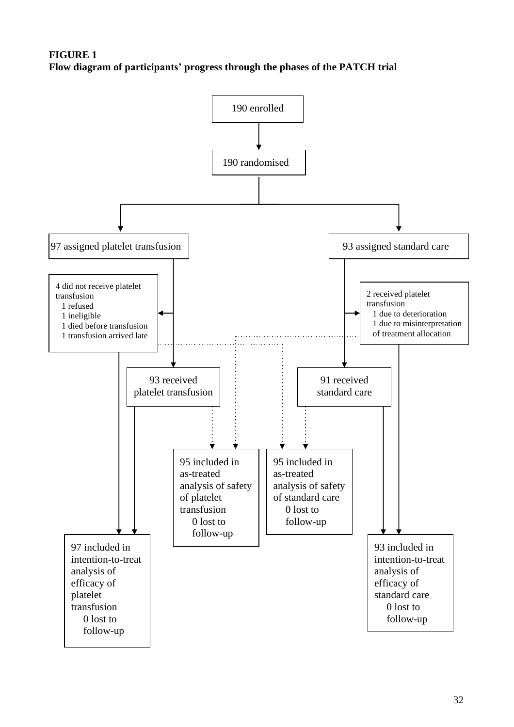**FIGURE 1**
**Flow diagram of participants' progress through the phases of the PATCH trial**

190 enrolled

190 randomised

97 assigned platelet transfusion

93 assigned standard care

4 did not receive platelet transfusion
- 1 refused
- 1 ineligible
- 1 died before transfusion
- 1 transfusion arrived late

2 received platelet transfusion
- 1 due to deterioration
- 1 due to misinterpretation of treatment allocation

93 received platelet transfusion

91 received standard care

95 included in as-treated analysis of safety of platelet transfusion
0 lost to follow-up

95 included in as-treated analysis of safety of standard care
0 lost to follow-up

97 included in intention-to-treat analysis of efficacy of platelet transfusion
0 lost to follow-up

93 included in intention-to-treat analysis of efficacy of standard care
0 lost to follow-up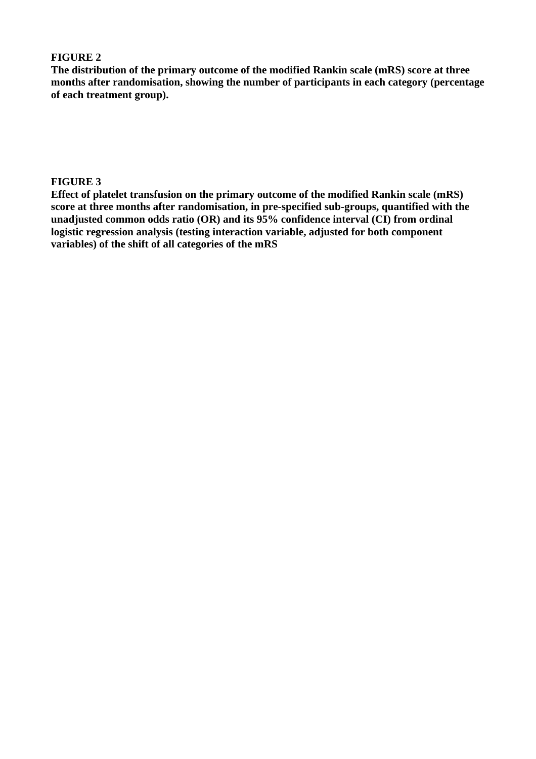**FIGURE 2**

**The distribution of the primary outcome of the modified Rankin scale (mRS) score at three months after randomisation, showing the number of participants in each category (percentage of each treatment group).**

**FIGURE 3**

**Effect of platelet transfusion on the primary outcome of the modified Rankin scale (mRS) score at three months after randomisation, in pre-specified sub-groups, quantified with the unadjusted common odds ratio (OR) and its 95% confidence interval (CI) from ordinal logistic regression analysis (testing interaction variable, adjusted for both component variables) of the shift of all categories of the mRS**